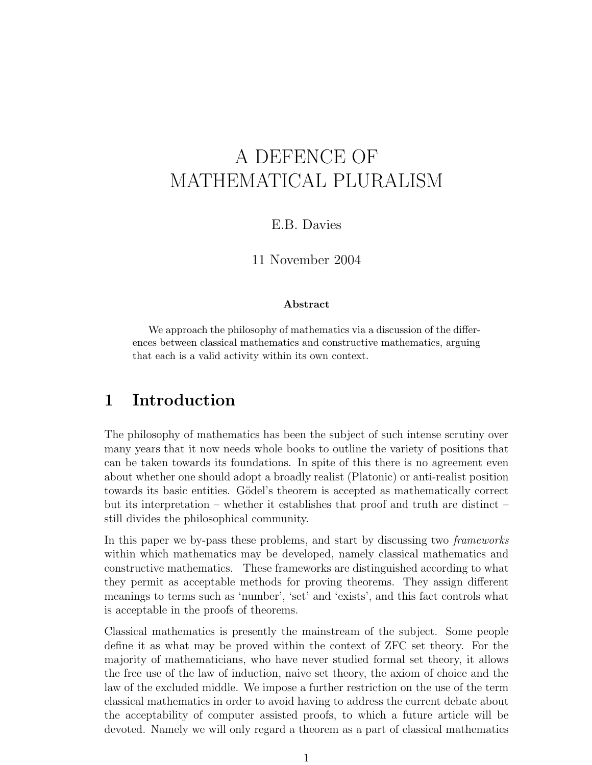# A DEFENCE OF MATHEMATICAL PLURALISM

E.B. Davies

11 November 2004

**Abstract**

We approach the philosophy of mathematics via a discussion of the differences between classical mathematics and constructive mathematics, arguing that each is a valid activity within its own context.

## 1 Introduction

The philosophy of mathematics has been the subject of such intense scrutiny over many years that it now needs whole books to outline the variety of positions that can be taken towards its foundations. In spite of this there is no agreement even about whether one should adopt a broadly realist (Platonic) or anti-realist position towards its basic entities. Gödel's theorem is accepted as mathematically correct but its interpretation – whether it establishes that proof and truth are distinct – still divides the philosophical community.

In this paper we by-pass these problems, and start by discussing two *frameworks* within which mathematics may be developed, namely classical mathematics and constructive mathematics. These frameworks are distinguished according to what they permit as acceptable methods for proving theorems. They assign different meanings to terms such as 'number', 'set' and 'exists', and this fact controls what is acceptable in the proofs of theorems.

Classical mathematics is presently the mainstream of the subject. Some people define it as what may be proved within the context of ZFC set theory. For the majority of mathematicians, who have never studied formal set theory, it allows the free use of the law of induction, naive set theory, the axiom of choice and the law of the excluded middle. We impose a further restriction on the use of the term classical mathematics in order to avoid having to address the current debate about the acceptability of computer assisted proofs, to which a future article will be devoted. Namely we will only regard a theorem as a part of classical mathematics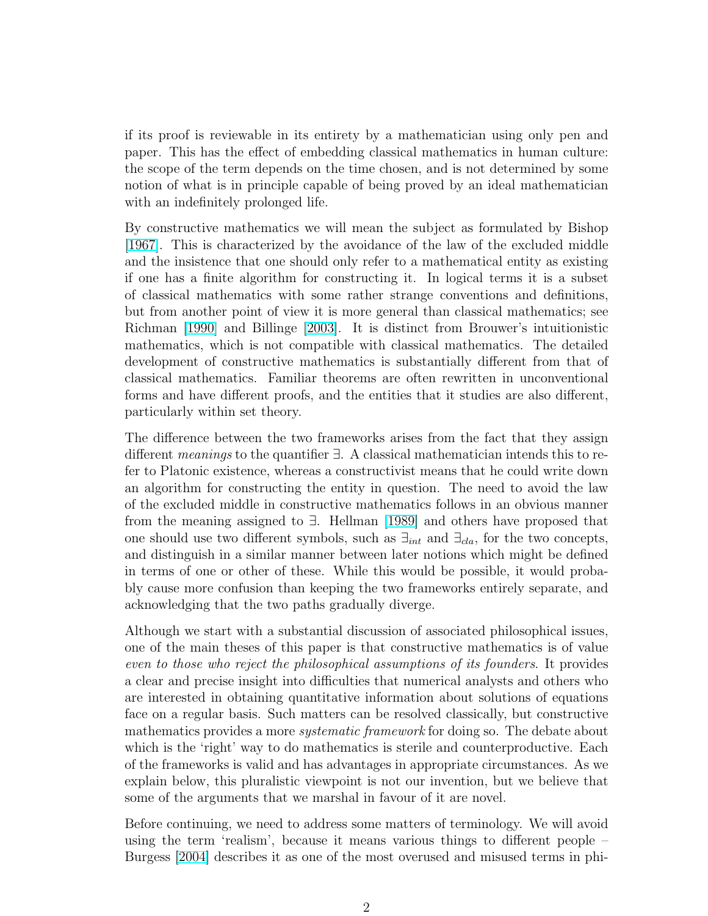if its proof is reviewable in its entirety by a mathematician using only pen and paper. This has the effect of embedding classical mathematics in human culture: the scope of the term depends on the time chosen, and is not determined by some notion of what is in principle capable of being proved by an ideal mathematician with an indefinitely prolonged life.

By constructive mathematics we will mean the subject as formulated by Bishop [1967]. This is characterized by the avoidance of the law of the excluded middle and the insistence that one should only refer to a mathematical entity as existing if one has a finite algorithm for constructing it. In logical terms it is a subset of classical mathematics with some rather strange conventions and definitions, but from another point of view it is more general than classical mathematics; see Richman [1990] and Billinge [2003]. It is distinct from Brouwer's intuitionistic mathematics, which is not compatible with classical mathematics. The detailed development of constructive mathematics is substantially different from that of classical mathematics. Familiar theorems are often rewritten in unconventional forms and have different proofs, and the entities that it studies are also different, particularly within set theory.

The difference between the two frameworks arises from the fact that they assign different *meanings* to the quantifier $\exists$. A classical mathematician intends this to refer to Platonic existence, whereas a constructivist means that he could write down an algorithm for constructing the entity in question. The need to avoid the law of the excluded middle in constructive mathematics follows in an obvious manner from the meaning assigned to $\exists$. Hellman [1989] and others have proposed that one should use two different symbols, such as $\exists_{int}$ and $\exists_{cla}$, for the two concepts, and distinguish in a similar manner between later notions which might be defined in terms of one or other of these. While this would be possible, it would probably cause more confusion than keeping the two frameworks entirely separate, and acknowledging that the two paths gradually diverge.

Although we start with a substantial discussion of associated philosophical issues, one of the main theses of this paper is that constructive mathematics is of value *even to those who reject the philosophical assumptions of its founders*. It provides a clear and precise insight into difficulties that numerical analysts and others who are interested in obtaining quantitative information about solutions of equations face on a regular basis. Such matters can be resolved classically, but constructive mathematics provides a more *systematic framework* for doing so. The debate about which is the 'right' way to do mathematics is sterile and counterproductive. Each of the frameworks is valid and has advantages in appropriate circumstances. As we explain below, this pluralistic viewpoint is not our invention, but we believe that some of the arguments that we marshal in favour of it are novel.

Before continuing, we need to address some matters of terminology. We will avoid using the term 'realism', because it means various things to different people – Burgess [2004] describes it as one of the most overused and misused terms in phi-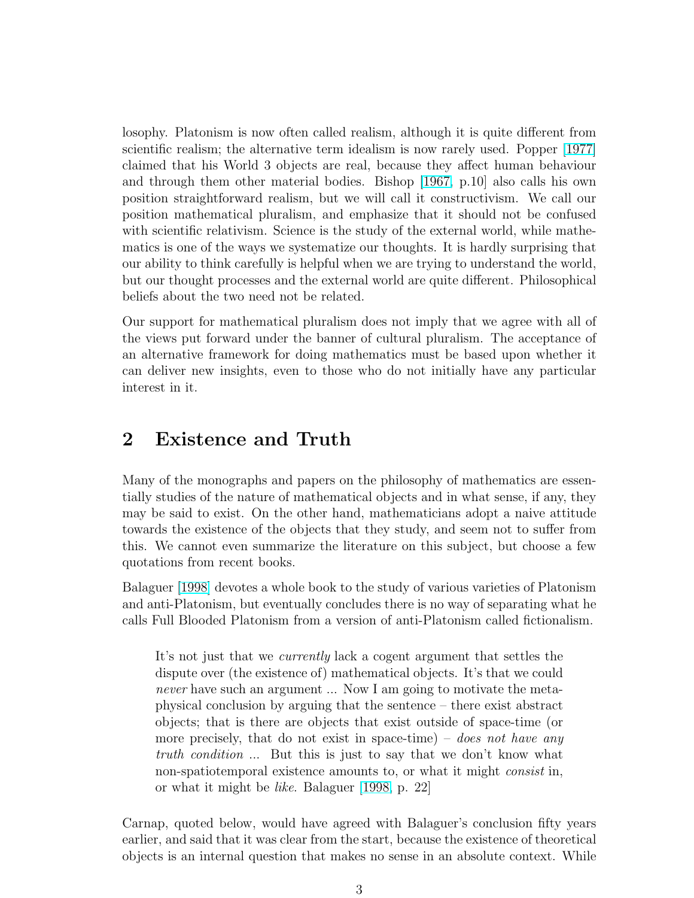losophy. Platonism is now often called realism, although it is quite different from scientific realism; the alternative term idealism is now rarely used. Popper [1977] claimed that his World 3 objects are real, because they affect human behaviour and through them other material bodies. Bishop [1967, p.10] also calls his own position straightforward realism, but we will call it constructivism. We call our position mathematical pluralism, and emphasize that it should not be confused with scientific relativism. Science is the study of the external world, while mathematics is one of the ways we systematize our thoughts. It is hardly surprising that our ability to think carefully is helpful when we are trying to understand the world, but our thought processes and the external world are quite different. Philosophical beliefs about the two need not be related.

Our support for mathematical pluralism does not imply that we agree with all of the views put forward under the banner of cultural pluralism. The acceptance of an alternative framework for doing mathematics must be based upon whether it can deliver new insights, even to those who do not initially have any particular interest in it.

## 2 Existence and Truth

Many of the monographs and papers on the philosophy of mathematics are essentially studies of the nature of mathematical objects and in what sense, if any, they may be said to exist. On the other hand, mathematicians adopt a naive attitude towards the existence of the objects that they study, and seem not to suffer from this. We cannot even summarize the literature on this subject, but choose a few quotations from recent books.

Balaguer [1998] devotes a whole book to the study of various varieties of Platonism and anti-Platonism, but eventually concludes there is no way of separating what he calls Full Blooded Platonism from a version of anti-Platonism called fictionalism.

> It's not just that we *currently* lack a cogent argument that settles the dispute over (the existence of) mathematical objects. It's that we could *never* have such an argument ... Now I am going to motivate the metaphysical conclusion by arguing that the sentence – there exist abstract objects; that is there are objects that exist outside of space-time (or more precisely, that do not exist in space-time) – *does not have any truth condition* ... But this is just to say that we don't know what non-spatiotemporal existence amounts to, or what it might *consist* in, or what it might be *like*. Balaguer [1998, p. 22]

Carnap, quoted below, would have agreed with Balaguer's conclusion fifty years earlier, and said that it was clear from the start, because the existence of theoretical objects is an internal question that makes no sense in an absolute context. While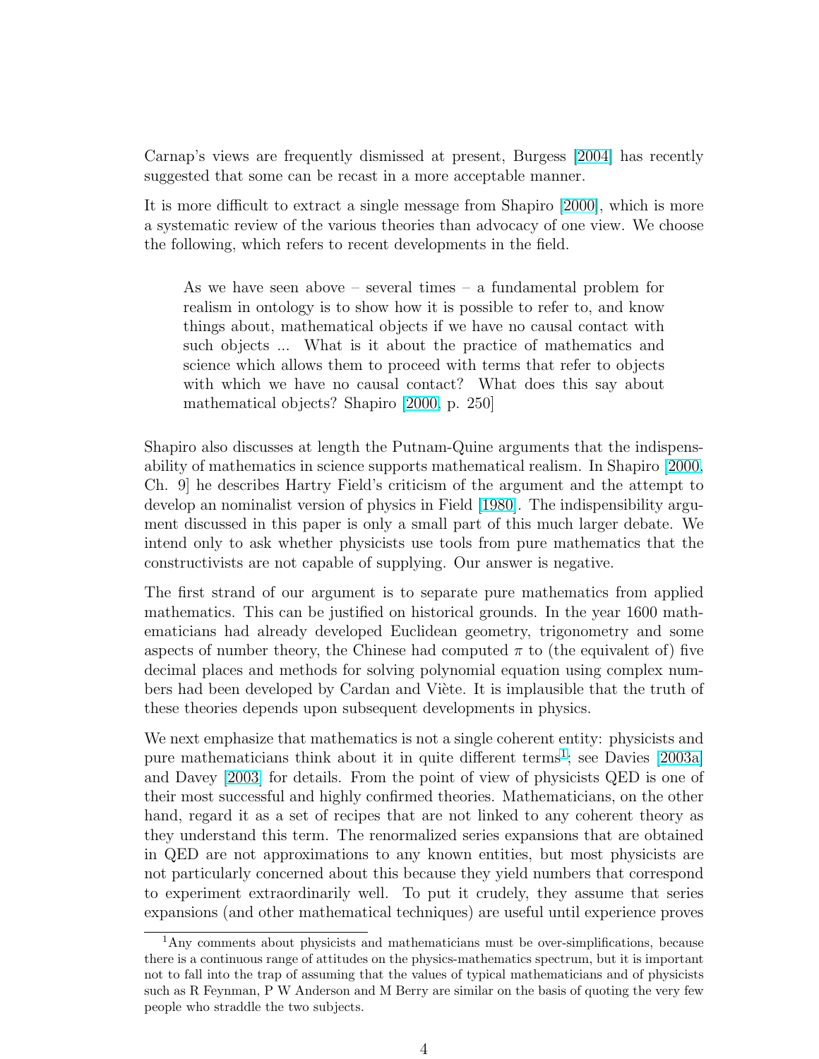Carnap's views are frequently dismissed at present, Burgess [2004] has recently suggested that some can be recast in a more acceptable manner.

It is more difficult to extract a single message from Shapiro [2000], which is more a systematic review of the various theories than advocacy of one view. We choose the following, which refers to recent developments in the field.

> As we have seen above – several times – a fundamental problem for realism in ontology is to show how it is possible to refer to, and know things about, mathematical objects if we have no causal contact with such objects ... What is it about the practice of mathematics and science which allows them to proceed with terms that refer to objects with which we have no causal contact? What does this say about mathematical objects? Shapiro [2000, p. 250]

Shapiro also discusses at length the Putnam-Quine arguments that the indispensability of mathematics in science supports mathematical realism. In Shapiro [2000, Ch. 9] he describes Hartry Field's criticism of the argument and the attempt to develop an nominalist version of physics in Field [1980]. The indispensibility argument discussed in this paper is only a small part of this much larger debate. We intend only to ask whether physicists use tools from pure mathematics that the constructivists are not capable of supplying. Our answer is negative.

The first strand of our argument is to separate pure mathematics from applied mathematics. This can be justified on historical grounds. In the year 1600 mathematicians had already developed Euclidean geometry, trigonometry and some aspects of number theory, the Chinese had computed $\pi$ to (the equivalent of) five decimal places and methods for solving polynomial equation using complex numbers had been developed by Cardan and Viète. It is implausible that the truth of these theories depends upon subsequent developments in physics.

We next emphasize that mathematics is not a single coherent entity: physicists and pure mathematicians think about it in quite different terms[1]; see Davies [2003a] and Davey [2003] for details. From the point of view of physicists QED is one of their most successful and highly confirmed theories. Mathematicians, on the other hand, regard it as a set of recipes that are not linked to any coherent theory as they understand this term. The renormalized series expansions that are obtained in QED are not approximations to any known entities, but most physicists are not particularly concerned about this because they yield numbers that correspond to experiment extraordinarily well. To put it crudely, they assume that series expansions (and other mathematical techniques) are useful until experience proves

[1] Any comments about physicists and mathematicians must be over-simplifications, because there is a continuous range of attitudes on the physics-mathematics spectrum, but it is important not to fall into the trap of assuming that the values of typical mathematicians and of physicists such as R Feynman, P W Anderson and M Berry are similar on the basis of quoting the very few people who straddle the two subjects.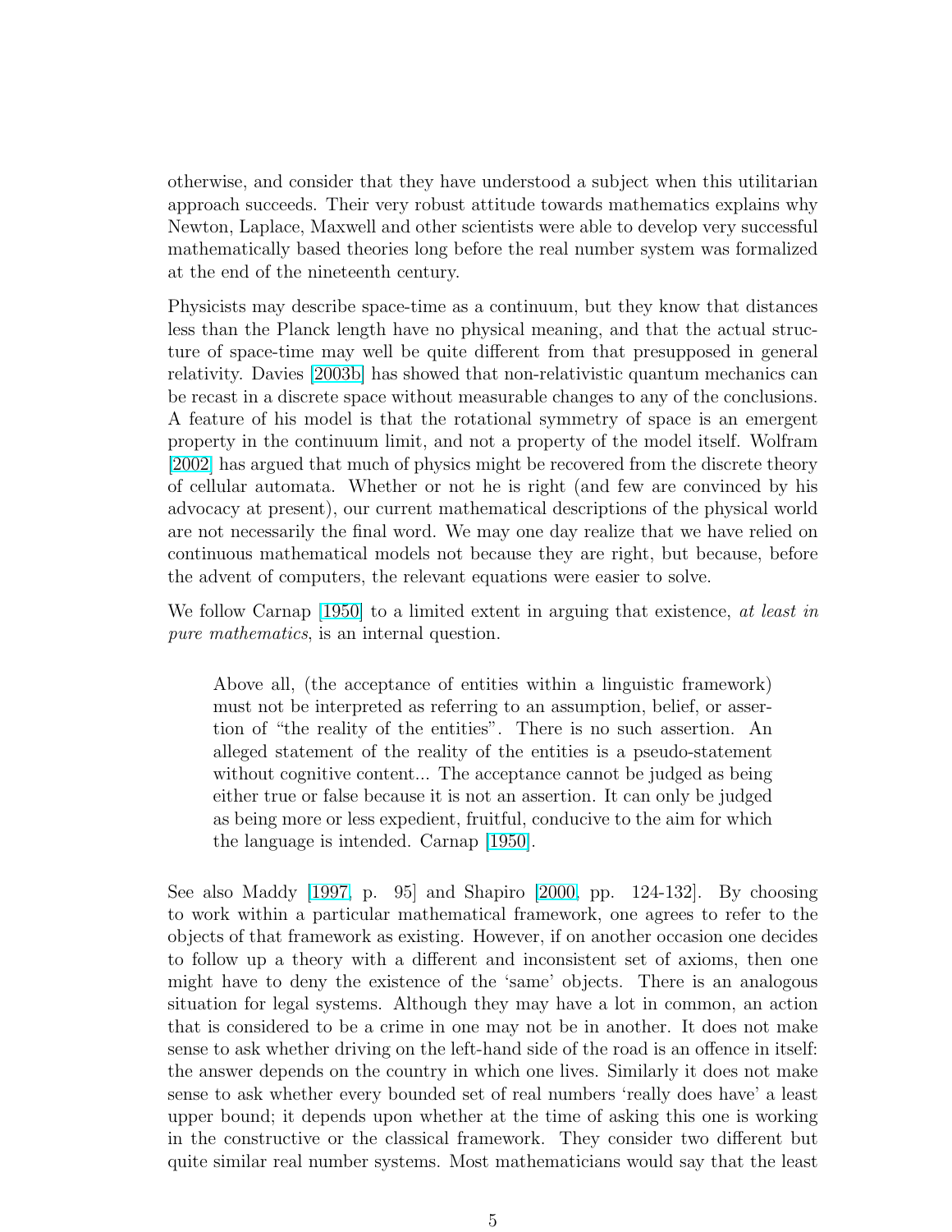otherwise, and consider that they have understood a subject when this utilitarian approach succeeds. Their very robust attitude towards mathematics explains why Newton, Laplace, Maxwell and other scientists were able to develop very successful mathematically based theories long before the real number system was formalized at the end of the nineteenth century.

Physicists may describe space-time as a continuum, but they know that distances less than the Planck length have no physical meaning, and that the actual structure of space-time may well be quite different from that presupposed in general relativity. Davies [2003b] has showed that non-relativistic quantum mechanics can be recast in a discrete space without measurable changes to any of the conclusions. A feature of his model is that the rotational symmetry of space is an emergent property in the continuum limit, and not a property of the model itself. Wolfram [2002] has argued that much of physics might be recovered from the discrete theory of cellular automata. Whether or not he is right (and few are convinced by his advocacy at present), our current mathematical descriptions of the physical world are not necessarily the final word. We may one day realize that we have relied on continuous mathematical models not because they are right, but because, before the advent of computers, the relevant equations were easier to solve.

We follow Carnap [1950] to a limited extent in arguing that existence, *at least in pure mathematics*, is an internal question.

> Above all, (the acceptance of entities within a linguistic framework) must not be interpreted as referring to an assumption, belief, or assertion of "the reality of the entities". There is no such assertion. An alleged statement of the reality of the entities is a pseudo-statement without cognitive content... The acceptance cannot be judged as being either true or false because it is not an assertion. It can only be judged as being more or less expedient, fruitful, conducive to the aim for which the language is intended. Carnap [1950].

See also Maddy [1997, p. 95] and Shapiro [2000, pp. 124-132]. By choosing to work within a particular mathematical framework, one agrees to refer to the objects of that framework as existing. However, if on another occasion one decides to follow up a theory with a different and inconsistent set of axioms, then one might have to deny the existence of the 'same' objects. There is an analogous situation for legal systems. Although they may have a lot in common, an action that is considered to be a crime in one may not be in another. It does not make sense to ask whether driving on the left-hand side of the road is an offence in itself: the answer depends on the country in which one lives. Similarly it does not make sense to ask whether every bounded set of real numbers 'really does have' a least upper bound; it depends upon whether at the time of asking this one is working in the constructive or the classical framework. They consider two different but quite similar real number systems. Most mathematicians would say that the least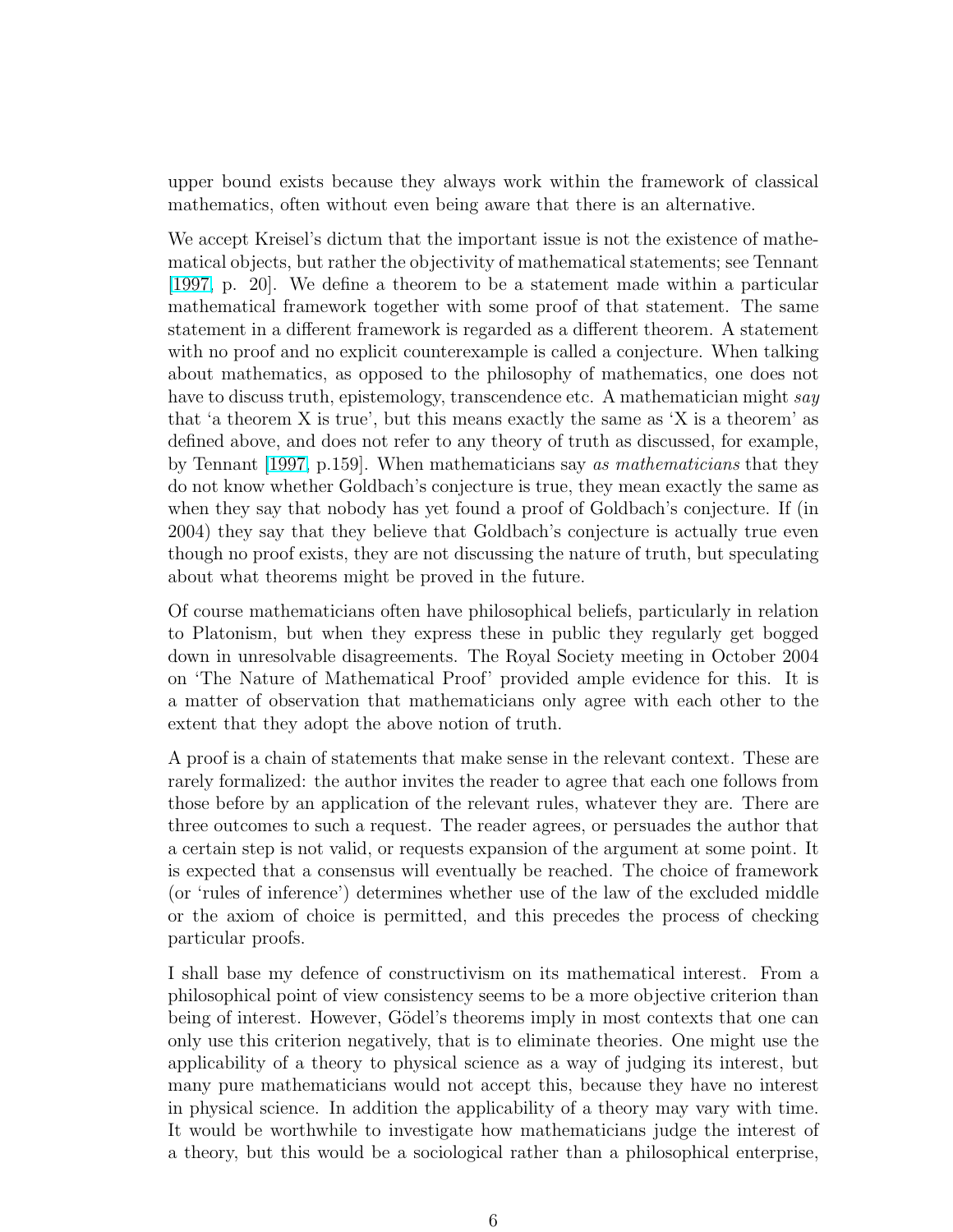upper bound exists because they always work within the framework of classical mathematics, often without even being aware that there is an alternative.

We accept Kreisel's dictum that the important issue is not the existence of mathematical objects, but rather the objectivity of mathematical statements; see Tennant [1997, p. 20]. We define a theorem to be a statement made within a particular mathematical framework together with some proof of that statement. The same statement in a different framework is regarded as a different theorem. A statement with no proof and no explicit counterexample is called a conjecture. When talking about mathematics, as opposed to the philosophy of mathematics, one does not have to discuss truth, epistemology, transcendence etc. A mathematician might *say* that 'a theorem X is true', but this means exactly the same as 'X is a theorem' as defined above, and does not refer to any theory of truth as discussed, for example, by Tennant [1997, p.159]. When mathematicians say *as mathematicians* that they do not know whether Goldbach's conjecture is true, they mean exactly the same as when they say that nobody has yet found a proof of Goldbach's conjecture. If (in 2004) they say that they believe that Goldbach's conjecture is actually true even though no proof exists, they are not discussing the nature of truth, but speculating about what theorems might be proved in the future.

Of course mathematicians often have philosophical beliefs, particularly in relation to Platonism, but when they express these in public they regularly get bogged down in unresolvable disagreements. The Royal Society meeting in October 2004 on 'The Nature of Mathematical Proof' provided ample evidence for this. It is a matter of observation that mathematicians only agree with each other to the extent that they adopt the above notion of truth.

A proof is a chain of statements that make sense in the relevant context. These are rarely formalized: the author invites the reader to agree that each one follows from those before by an application of the relevant rules, whatever they are. There are three outcomes to such a request. The reader agrees, or persuades the author that a certain step is not valid, or requests expansion of the argument at some point. It is expected that a consensus will eventually be reached. The choice of framework (or 'rules of inference') determines whether use of the law of the excluded middle or the axiom of choice is permitted, and this precedes the process of checking particular proofs.

I shall base my defence of constructivism on its mathematical interest. From a philosophical point of view consistency seems to be a more objective criterion than being of interest. However, Gödel's theorems imply in most contexts that one can only use this criterion negatively, that is to eliminate theories. One might use the applicability of a theory to physical science as a way of judging its interest, but many pure mathematicians would not accept this, because they have no interest in physical science. In addition the applicability of a theory may vary with time. It would be worthwhile to investigate how mathematicians judge the interest of a theory, but this would be a sociological rather than a philosophical enterprise,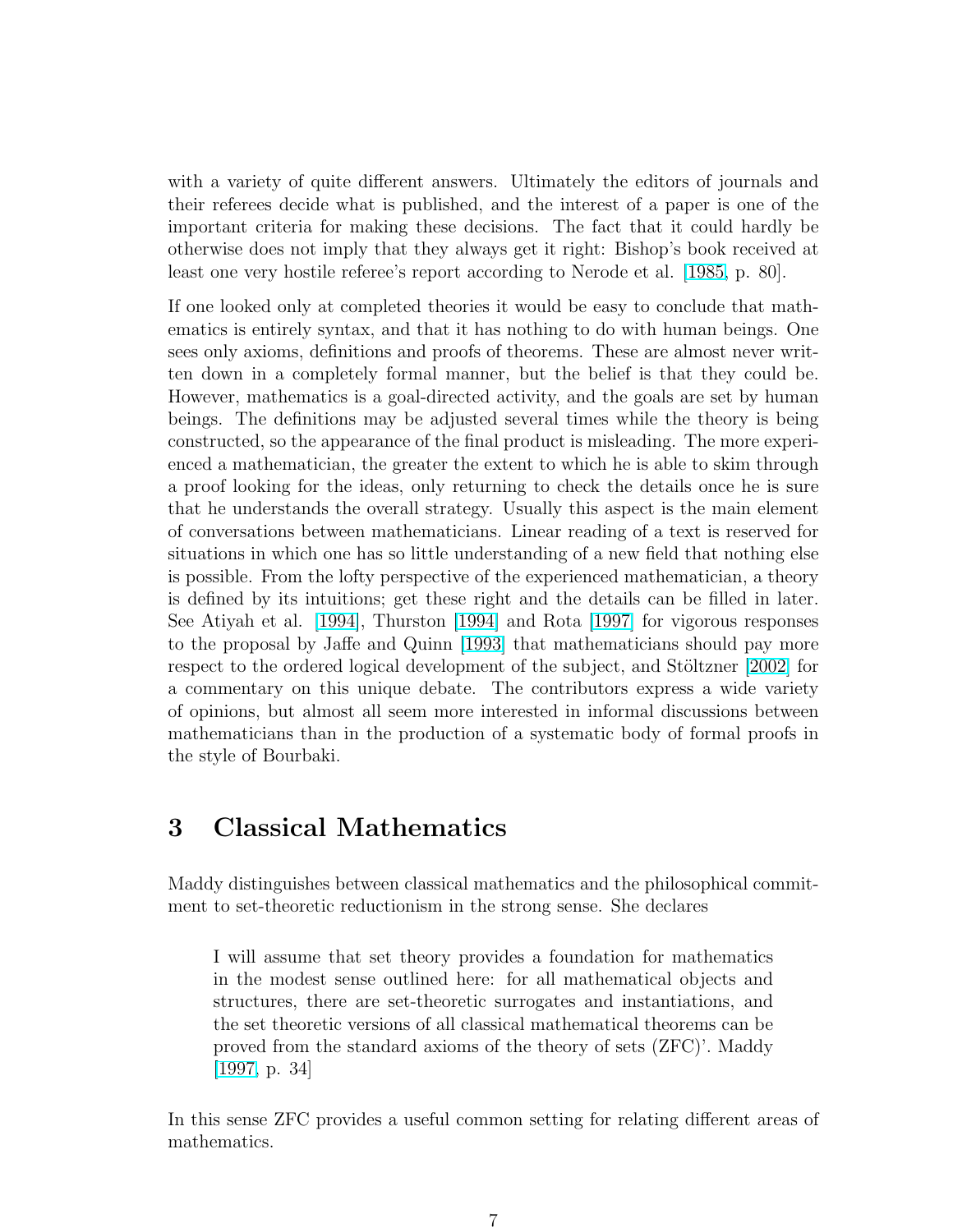with a variety of quite different answers. Ultimately the editors of journals and their referees decide what is published, and the interest of a paper is one of the important criteria for making these decisions. The fact that it could hardly be otherwise does not imply that they always get it right: Bishop's book received at least one very hostile referee's report according to Nerode et al. [1985, p. 80].

If one looked only at completed theories it would be easy to conclude that mathematics is entirely syntax, and that it has nothing to do with human beings. One sees only axioms, definitions and proofs of theorems. These are almost never written down in a completely formal manner, but the belief is that they could be. However, mathematics is a goal-directed activity, and the goals are set by human beings. The definitions may be adjusted several times while the theory is being constructed, so the appearance of the final product is misleading. The more experienced a mathematician, the greater the extent to which he is able to skim through a proof looking for the ideas, only returning to check the details once he is sure that he understands the overall strategy. Usually this aspect is the main element of conversations between mathematicians. Linear reading of a text is reserved for situations in which one has so little understanding of a new field that nothing else is possible. From the lofty perspective of the experienced mathematician, a theory is defined by its intuitions; get these right and the details can be filled in later. See Atiyah et al. [1994], Thurston [1994] and Rota [1997] for vigorous responses to the proposal by Jaffe and Quinn [1993] that mathematicians should pay more respect to the ordered logical development of the subject, and Stöltzner [2002] for a commentary on this unique debate. The contributors express a wide variety of opinions, but almost all seem more interested in informal discussions between mathematicians than in the production of a systematic body of formal proofs in the style of Bourbaki.

## 3 Classical Mathematics

Maddy distinguishes between classical mathematics and the philosophical commitment to set-theoretic reductionism in the strong sense. She declares

> I will assume that set theory provides a foundation for mathematics in the modest sense outlined here: for all mathematical objects and structures, there are set-theoretic surrogates and instantiations, and the set theoretic versions of all classical mathematical theorems can be proved from the standard axioms of the theory of sets (ZFC)'. Maddy [1997, p. 34]

In this sense ZFC provides a useful common setting for relating different areas of mathematics.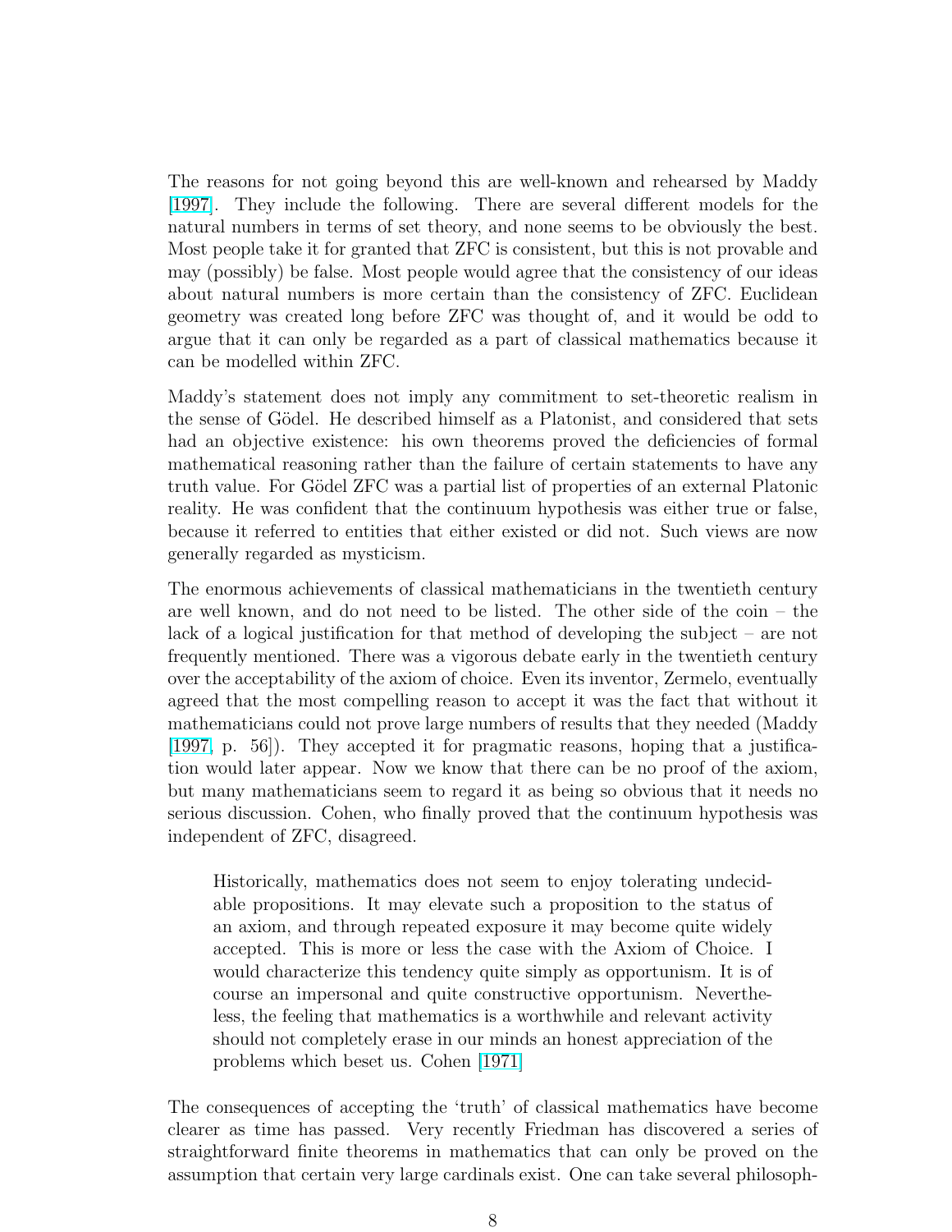The reasons for not going beyond this are well-known and rehearsed by Maddy [1997]. They include the following. There are several different models for the natural numbers in terms of set theory, and none seems to be obviously the best. Most people take it for granted that ZFC is consistent, but this is not provable and may (possibly) be false. Most people would agree that the consistency of our ideas about natural numbers is more certain than the consistency of ZFC. Euclidean geometry was created long before ZFC was thought of, and it would be odd to argue that it can only be regarded as a part of classical mathematics because it can be modelled within ZFC.

Maddy's statement does not imply any commitment to set-theoretic realism in the sense of Gödel. He described himself as a Platonist, and considered that sets had an objective existence: his own theorems proved the deficiencies of formal mathematical reasoning rather than the failure of certain statements to have any truth value. For Gödel ZFC was a partial list of properties of an external Platonic reality. He was confident that the continuum hypothesis was either true or false, because it referred to entities that either existed or did not. Such views are now generally regarded as mysticism.

The enormous achievements of classical mathematicians in the twentieth century are well known, and do not need to be listed. The other side of the coin – the lack of a logical justification for that method of developing the subject – are not frequently mentioned. There was a vigorous debate early in the twentieth century over the acceptability of the axiom of choice. Even its inventor, Zermelo, eventually agreed that the most compelling reason to accept it was the fact that without it mathematicians could not prove large numbers of results that they needed (Maddy [1997, p. 56]). They accepted it for pragmatic reasons, hoping that a justification would later appear. Now we know that there can be no proof of the axiom, but many mathematicians seem to regard it as being so obvious that it needs no serious discussion. Cohen, who finally proved that the continuum hypothesis was independent of ZFC, disagreed.

> Historically, mathematics does not seem to enjoy tolerating undecidable propositions. It may elevate such a proposition to the status of an axiom, and through repeated exposure it may become quite widely accepted. This is more or less the case with the Axiom of Choice. I would characterize this tendency quite simply as opportunism. It is of course an impersonal and quite constructive opportunism. Nevertheless, the feeling that mathematics is a worthwhile and relevant activity should not completely erase in our minds an honest appreciation of the problems which beset us. Cohen [1971]

The consequences of accepting the 'truth' of classical mathematics have become clearer as time has passed. Very recently Friedman has discovered a series of straightforward finite theorems in mathematics that can only be proved on the assumption that certain very large cardinals exist. One can take several philosoph-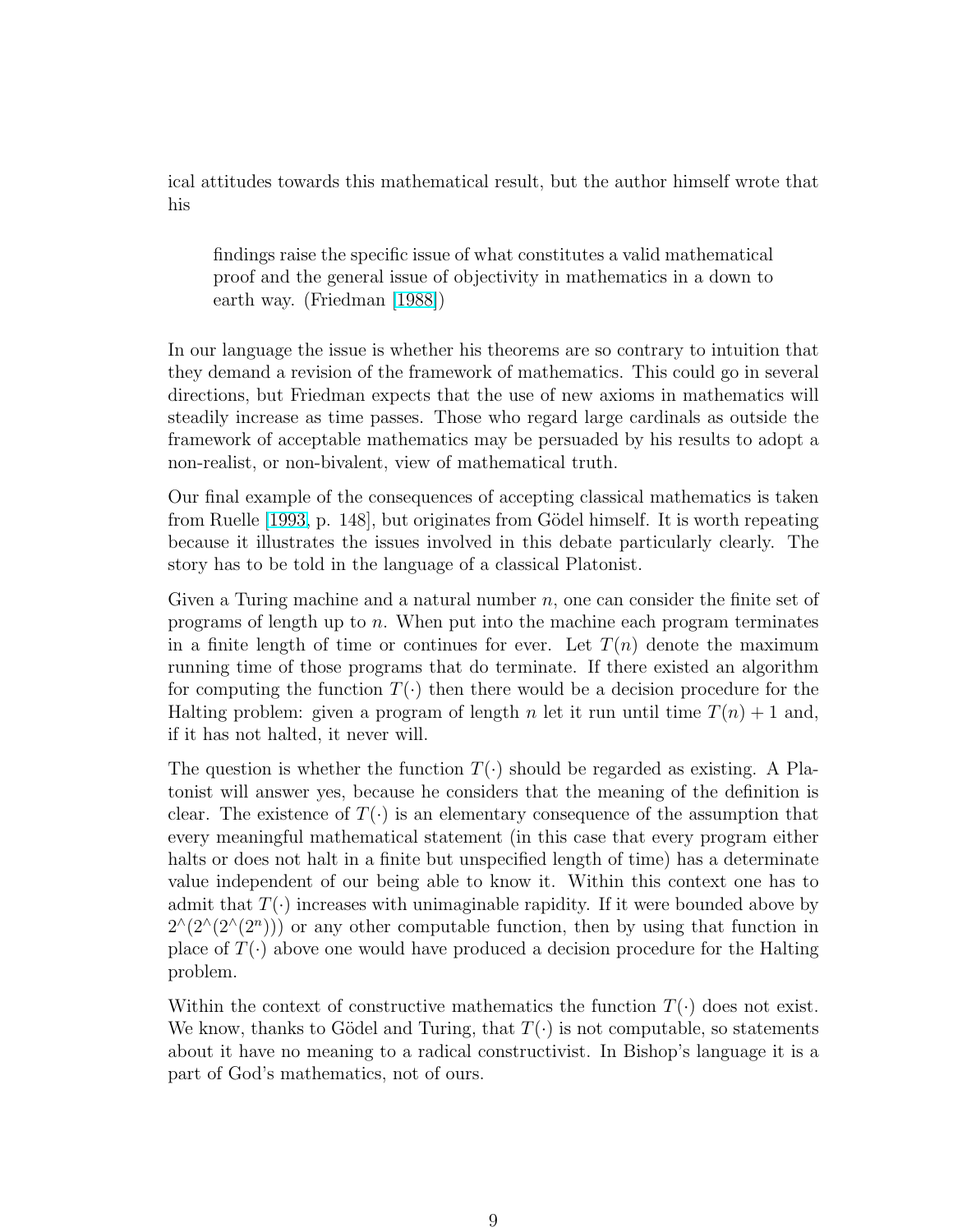ical attitudes towards this mathematical result, but the author himself wrote that his

> findings raise the specific issue of what constitutes a valid mathematical proof and the general issue of objectivity in mathematics in a down to earth way. (Friedman [1988])

In our language the issue is whether his theorems are so contrary to intuition that they demand a revision of the framework of mathematics. This could go in several directions, but Friedman expects that the use of new axioms in mathematics will steadily increase as time passes. Those who regard large cardinals as outside the framework of acceptable mathematics may be persuaded by his results to adopt a non-realist, or non-bivalent, view of mathematical truth.

Our final example of the consequences of accepting classical mathematics is taken from Ruelle [1993, p. 148], but originates from Gödel himself. It is worth repeating because it illustrates the issues involved in this debate particularly clearly. The story has to be told in the language of a classical Platonist.

Given a Turing machine and a natural number $n$, one can consider the finite set of programs of length up to $n$. When put into the machine each program terminates in a finite length of time or continues for ever. Let $T(n)$ denote the maximum running time of those programs that do terminate. If there existed an algorithm for computing the function $T(\cdot)$ then there would be a decision procedure for the Halting problem: given a program of length $n$ let it run until time $T(n)+1$ and, if it has not halted, it never will.

The question is whether the function $T(\cdot)$ should be regarded as existing. A Platonist will answer yes, because he considers that the meaning of the definition is clear. The existence of $T(\cdot)$ is an elementary consequence of the assumption that every meaningful mathematical statement (in this case that every program either halts or does not halt in a finite but unspecified length of time) has a determinate value independent of our being able to know it. Within this context one has to admit that $T(\cdot)$ increases with unimaginable rapidity. If it were bounded above by $2\hat{}(2\hat{}(2\hat{}(2^n)))$ or any other computable function, then by using that function in place of $T(\cdot)$ above one would have produced a decision procedure for the Halting problem.

Within the context of constructive mathematics the function $T(\cdot)$ does not exist. We know, thanks to Gödel and Turing, that $T(\cdot)$ is not computable, so statements about it have no meaning to a radical constructivist. In Bishop's language it is a part of God's mathematics, not of ours.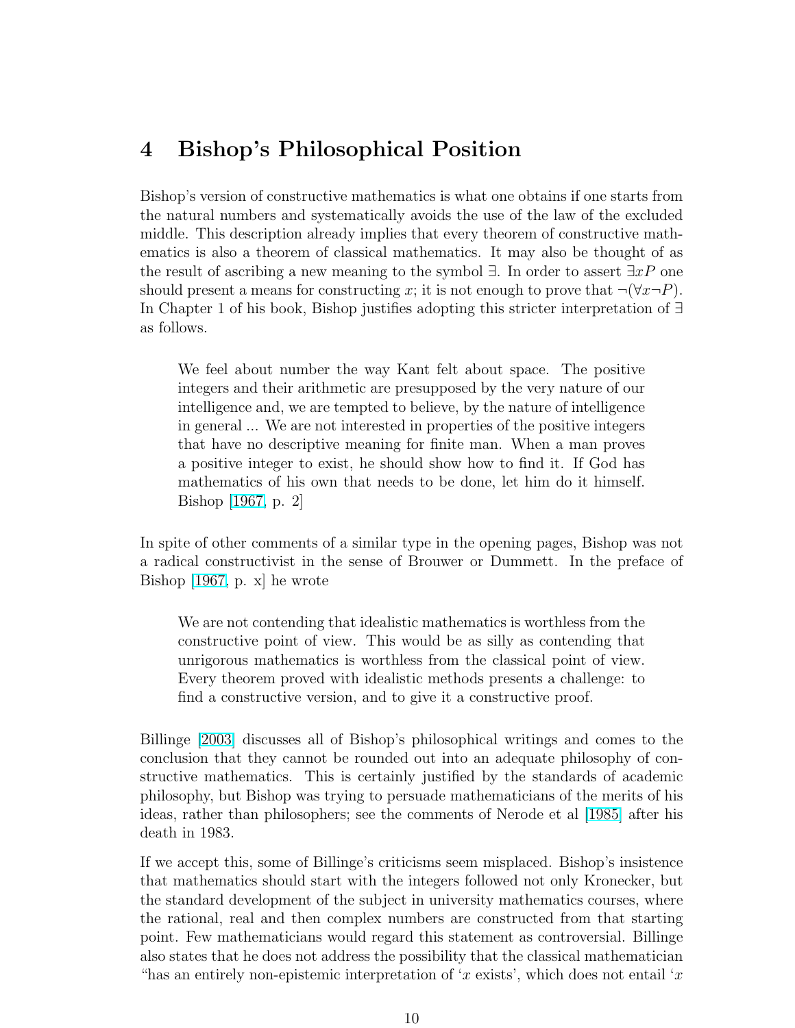## 4 Bishop's Philosophical Position

Bishop's version of constructive mathematics is what one obtains if one starts from the natural numbers and systematically avoids the use of the law of the excluded middle. This description already implies that every theorem of constructive mathematics is also a theorem of classical mathematics. It may also be thought of as the result of ascribing a new meaning to the symbol $\exists$. In order to assert $\exists x P$ one should present a means for constructing $x$; it is not enough to prove that $\neg(\forall x \neg P)$. In Chapter 1 of his book, Bishop justifies adopting this stricter interpretation of $\exists$ as follows.

> We feel about number the way Kant felt about space. The positive integers and their arithmetic are presupposed by the very nature of our intelligence and, we are tempted to believe, by the nature of intelligence in general ... We are not interested in properties of the positive integers that have no descriptive meaning for finite man. When a man proves a positive integer to exist, he should show how to find it. If God has mathematics of his own that needs to be done, let him do it himself. Bishop [1967, p. 2]

In spite of other comments of a similar type in the opening pages, Bishop was not a radical constructivist in the sense of Brouwer or Dummett. In the preface of Bishop [1967, p. x] he wrote

> We are not contending that idealistic mathematics is worthless from the constructive point of view. This would be as silly as contending that unrigorous mathematics is worthless from the classical point of view. Every theorem proved with idealistic methods presents a challenge: to find a constructive version, and to give it a constructive proof.

Billinge [2003] discusses all of Bishop's philosophical writings and comes to the conclusion that they cannot be rounded out into an adequate philosophy of constructive mathematics. This is certainly justified by the standards of academic philosophy, but Bishop was trying to persuade mathematicians of the merits of his ideas, rather than philosophers; see the comments of Nerode et al [1985] after his death in 1983.

If we accept this, some of Billinge's criticisms seem misplaced. Bishop's insistence that mathematics should start with the integers followed not only Kronecker, but the standard development of the subject in university mathematics courses, where the rational, real and then complex numbers are constructed from that starting point. Few mathematicians would regard this statement as controversial. Billinge also states that he does not address the possibility that the classical mathematician "has an entirely non-epistemic interpretation of '$x$ exists', which does not entail '$x$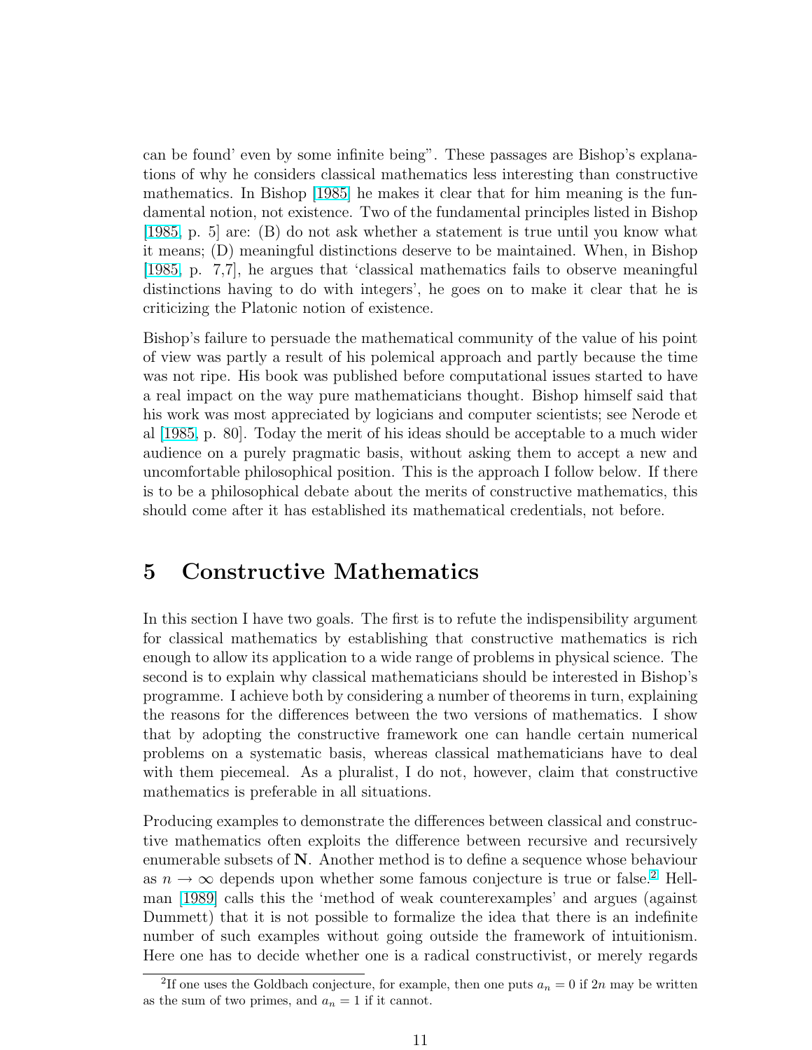can be found' even by some infinite being". These passages are Bishop's explanations of why he considers classical mathematics less interesting than constructive mathematics. In Bishop [1985] he makes it clear that for him meaning is the fundamental notion, not existence. Two of the fundamental principles listed in Bishop [1985, p. 5] are: (B) do not ask whether a statement is true until you know what it means; (D) meaningful distinctions deserve to be maintained. When, in Bishop [1985, p. 7,7], he argues that 'classical mathematics fails to observe meaningful distinctions having to do with integers', he goes on to make it clear that he is criticizing the Platonic notion of existence.

Bishop's failure to persuade the mathematical community of the value of his point of view was partly a result of his polemical approach and partly because the time was not ripe. His book was published before computational issues started to have a real impact on the way pure mathematicians thought. Bishop himself said that his work was most appreciated by logicians and computer scientists; see Nerode et al [1985, p. 80]. Today the merit of his ideas should be acceptable to a much wider audience on a purely pragmatic basis, without asking them to accept a new and uncomfortable philosophical position. This is the approach I follow below. If there is to be a philosophical debate about the merits of constructive mathematics, this should come after it has established its mathematical credentials, not before.

## 5 Constructive Mathematics

In this section I have two goals. The first is to refute the indispensibility argument for classical mathematics by establishing that constructive mathematics is rich enough to allow its application to a wide range of problems in physical science. The second is to explain why classical mathematicians should be interested in Bishop's programme. I achieve both by considering a number of theorems in turn, explaining the reasons for the differences between the two versions of mathematics. I show that by adopting the constructive framework one can handle certain numerical problems on a systematic basis, whereas classical mathematicians have to deal with them piecemeal. As a pluralist, I do not, however, claim that constructive mathematics is preferable in all situations.

Producing examples to demonstrate the differences between classical and constructive mathematics often exploits the difference between recursive and recursively enumerable subsets of $\mathbf{N}$. Another method is to define a sequence whose behaviour as $n \to \infty$ depends upon whether some famous conjecture is true or false.[2] Hellman [1989] calls this the 'method of weak counterexamples' and argues (against Dummett) that it is not possible to formalize the idea that there is an indefinite number of such examples without going outside the framework of intuitionism. Here one has to decide whether one is a radical constructivist, or merely regards

[2] If one uses the Goldbach conjecture, for example, then one puts $a_n = 0$ if $2n$ may be written as the sum of two primes, and $a_n = 1$ if it cannot.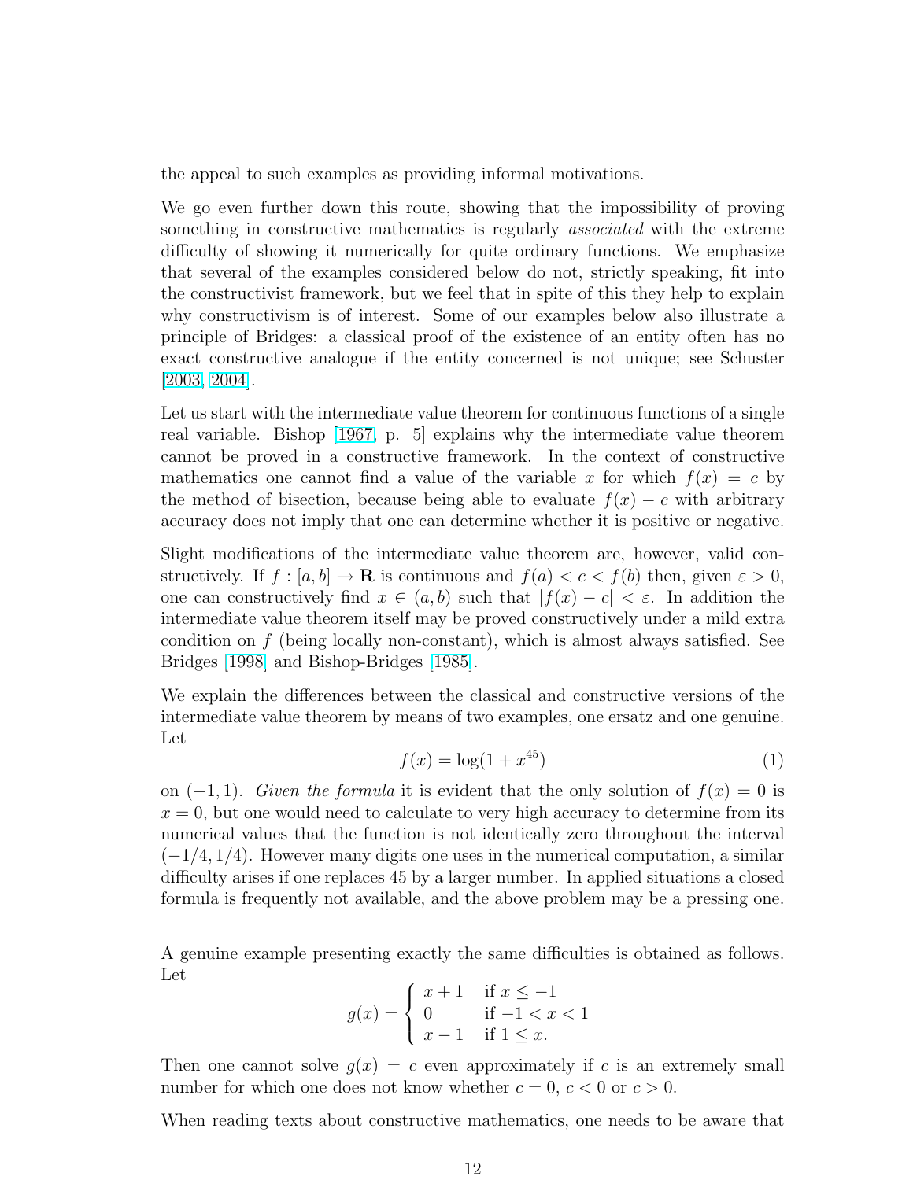the appeal to such examples as providing informal motivations.

We go even further down this route, showing that the impossibility of proving something in constructive mathematics is regularly *associated* with the extreme difficulty of showing it numerically for quite ordinary functions. We emphasize that several of the examples considered below do not, strictly speaking, fit into the constructivist framework, but we feel that in spite of this they help to explain why constructivism is of interest. Some of our examples below also illustrate a principle of Bridges: a classical proof of the existence of an entity often has no exact constructive analogue if the entity concerned is not unique; see Schuster [2003, 2004].

Let us start with the intermediate value theorem for continuous functions of a single real variable. Bishop [1967, p. 5] explains why the intermediate value theorem cannot be proved in a constructive framework. In the context of constructive mathematics one cannot find a value of the variable $x$ for which $f(x) = c$ by the method of bisection, because being able to evaluate $f(x) - c$ with arbitrary accuracy does not imply that one can determine whether it is positive or negative.

Slight modifications of the intermediate value theorem are, however, valid constructively. If $f : [a, b] \to \mathbf{R}$ is continuous and $f(a) < c < f(b)$ then, given $\varepsilon > 0$, one can constructively find $x \in (a, b)$ such that $|f(x) - c| < \varepsilon$. In addition the intermediate value theorem itself may be proved constructively under a mild extra condition on $f$ (being locally non-constant), which is almost always satisfied. See Bridges [1998] and Bishop-Bridges [1985].

We explain the differences between the classical and constructive versions of the intermediate value theorem by means of two examples, one ersatz and one genuine. Let

$$f(x) = \log(1 + x^{45}) \tag{1}$$

on $(-1, 1)$. *Given the formula* it is evident that the only solution of $f(x) = 0$ is $x = 0$, but one would need to calculate to very high accuracy to determine from its numerical values that the function is not identically zero throughout the interval $(-1/4, 1/4)$. However many digits one uses in the numerical computation, a similar difficulty arises if one replaces 45 by a larger number. In applied situations a closed formula is frequently not available, and the above problem may be a pressing one.

A genuine example presenting exactly the same difficulties is obtained as follows. Let

$$g(x) = \begin{cases} x + 1 & \text{if } x \le -1 \\ 0 & \text{if } -1 < x < 1 \\ x - 1 & \text{if } 1 \le x. \end{cases}$$

Then one cannot solve $g(x) = c$ even approximately if $c$ is an extremely small number for which one does not know whether $c = 0$, $c < 0$ or $c > 0$.

When reading texts about constructive mathematics, one needs to be aware that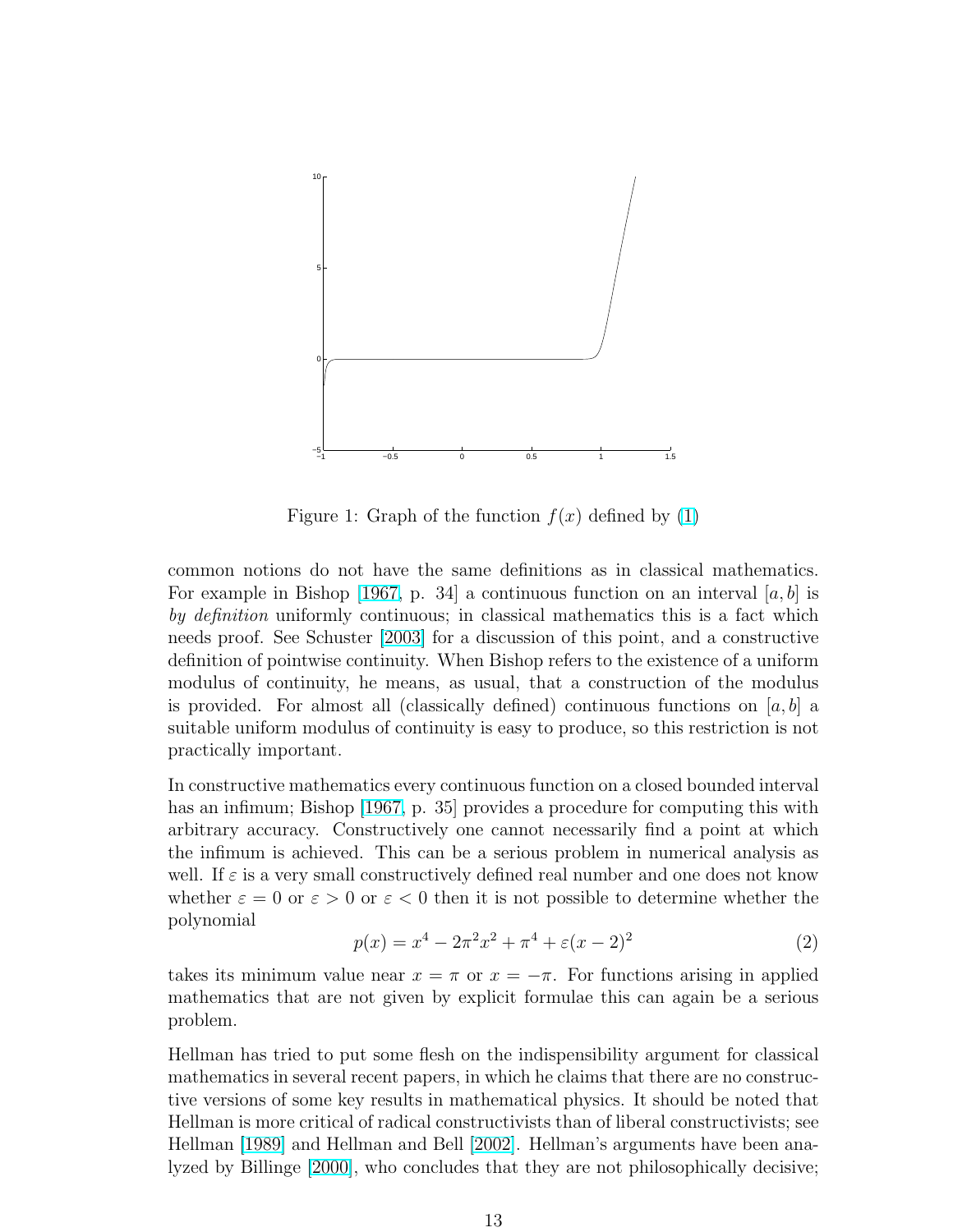Figure 1: Graph of the function $f(x)$ defined by (1)

common notions do not have the same definitions as in classical mathematics. For example in Bishop [1967, p. 34] a continuous function on an interval $[a, b]$ is *by definition* uniformly continuous; in classical mathematics this is a fact which needs proof. See Schuster [2003] for a discussion of this point, and a constructive definition of pointwise continuity. When Bishop refers to the existence of a uniform modulus of continuity, he means, as usual, that a construction of the modulus is provided. For almost all (classically defined) continuous functions on $[a, b]$ a suitable uniform modulus of continuity is easy to produce, so this restriction is not practically important.

In constructive mathematics every continuous function on a closed bounded interval has an infimum; Bishop [1967, p. 35] provides a procedure for computing this with arbitrary accuracy. Constructively one cannot necessarily find a point at which the infimum is achieved. This can be a serious problem in numerical analysis as well. If $\varepsilon$ is a very small constructively defined real number and one does not know whether $\varepsilon = 0$ or $\varepsilon > 0$ or $\varepsilon < 0$ then it is not possible to determine whether the polynomial

$$p(x) = x^4 - 2\pi^2 x^2 + \pi^4 + \varepsilon(x-2)^2 \tag{2}$$

takes its minimum value near $x = \pi$ or $x = -\pi$. For functions arising in applied mathematics that are not given by explicit formulae this can again be a serious problem.

Hellman has tried to put some flesh on the indispensibility argument for classical mathematics in several recent papers, in which he claims that there are no constructive versions of some key results in mathematical physics. It should be noted that Hellman is more critical of radical constructivists than of liberal constructivists; see Hellman [1989] and Hellman and Bell [2002]. Hellman's arguments have been analyzed by Billinge [2000], who concludes that they are not philosophically decisive;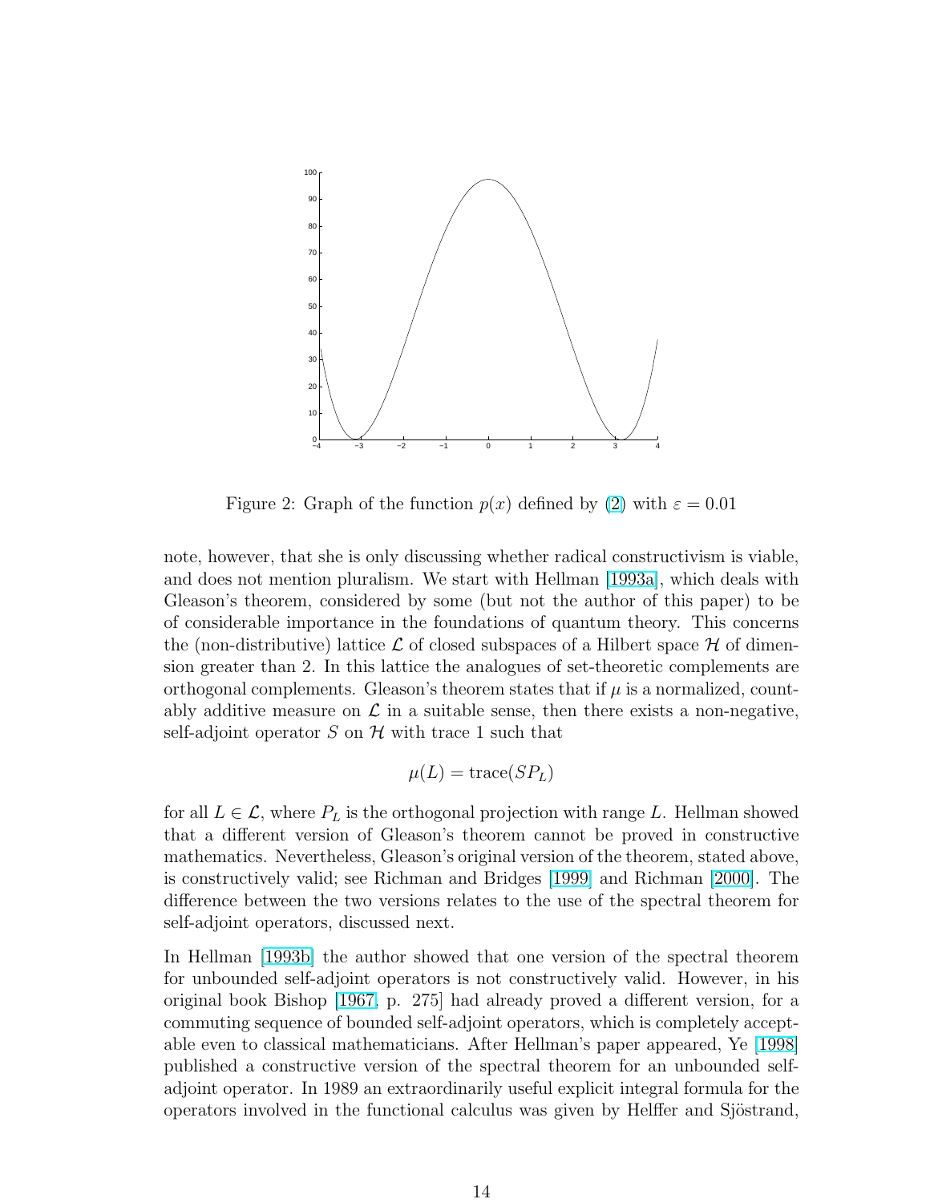Figure 2: Graph of the function $p(x)$ defined by (2) with $\varepsilon = 0.01$

note, however, that she is only discussing whether radical constructivism is viable, and does not mention pluralism. We start with Hellman [1993a], which deals with Gleason's theorem, considered by some (but not the author of this paper) to be of considerable importance in the foundations of quantum theory. This concerns the (non-distributive) lattice $\mathcal{L}$ of closed subspaces of a Hilbert space $\mathcal{H}$ of dimension greater than 2. In this lattice the analogues of set-theoretic complements are orthogonal complements. Gleason's theorem states that if $\mu$ is a normalized, countably additive measure on $\mathcal{L}$ in a suitable sense, then there exists a non-negative, self-adjoint operator $S$ on $\mathcal{H}$ with trace 1 such that

$$\mu(L) = \mathrm{trace}(SP_L)$$

for all $L \in \mathcal{L}$, where $P_L$ is the orthogonal projection with range $L$. Hellman showed that a different version of Gleason's theorem cannot be proved in constructive mathematics. Nevertheless, Gleason's original version of the theorem, stated above, is constructively valid; see Richman and Bridges [1999] and Richman [2000]. The difference between the two versions relates to the use of the spectral theorem for self-adjoint operators, discussed next.

In Hellman [1993b] the author showed that one version of the spectral theorem for unbounded self-adjoint operators is not constructively valid. However, in his original book Bishop [1967, p. 275] had already proved a different version, for a commuting sequence of bounded self-adjoint operators, which is completely acceptable even to classical mathematicians. After Hellman's paper appeared, Ye [1998] published a constructive version of the spectral theorem for an unbounded self-adjoint operator. In 1989 an extraordinarily useful explicit integral formula for the operators involved in the functional calculus was given by Helffer and Sjöstrand,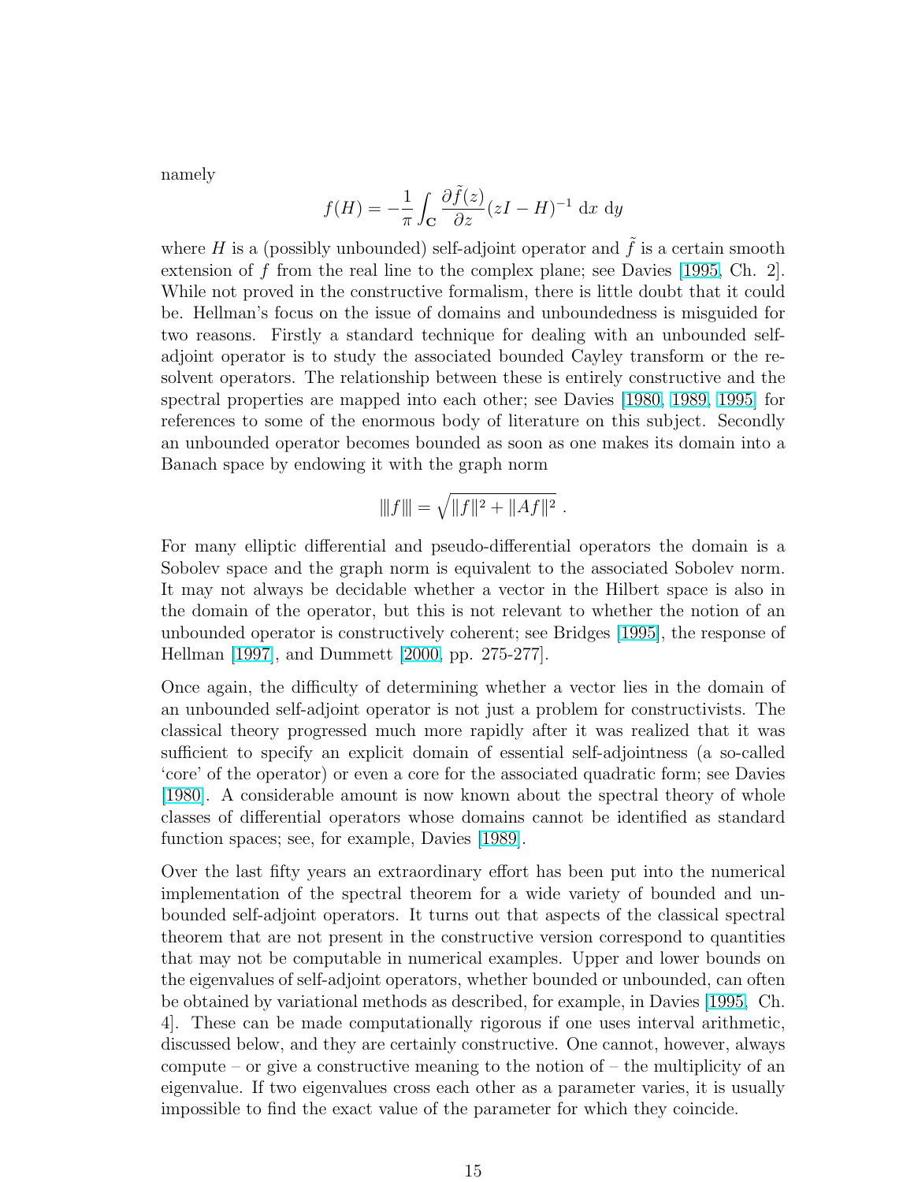namely

$$f(H) = -\frac{1}{\pi}\int_{\mathbf{C}} \frac{\partial \tilde{f}(z)}{\partial z}(zI - H)^{-1}\, \mathrm{d}x\ \mathrm{d}y$$

where $H$ is a (possibly unbounded) self-adjoint operator and $\tilde{f}$ is a certain smooth extension of $f$ from the real line to the complex plane; see Davies [1995, Ch. 2]. While not proved in the constructive formalism, there is little doubt that it could be. Hellman's focus on the issue of domains and unboundedness is misguided for two reasons. Firstly a standard technique for dealing with an unbounded self-adjoint operator is to study the associated bounded Cayley transform or the resolvent operators. The relationship between these is entirely constructive and the spectral properties are mapped into each other; see Davies [1980, 1989, 1995] for references to some of the enormous body of literature on this subject. Secondly an unbounded operator becomes bounded as soon as one makes its domain into a Banach space by endowing it with the graph norm

$$|||f||| = \sqrt{\|f\|^2 + \|Af\|^2}\ .$$

For many elliptic differential and pseudo-differential operators the domain is a Sobolev space and the graph norm is equivalent to the associated Sobolev norm. It may not always be decidable whether a vector in the Hilbert space is also in the domain of the operator, but this is not relevant to whether the notion of an unbounded operator is constructively coherent; see Bridges [1995], the response of Hellman [1997], and Dummett [2000, pp. 275-277].

Once again, the difficulty of determining whether a vector lies in the domain of an unbounded self-adjoint operator is not just a problem for constructivists. The classical theory progressed much more rapidly after it was realized that it was sufficient to specify an explicit domain of essential self-adjointness (a so-called 'core' of the operator) or even a core for the associated quadratic form; see Davies [1980]. A considerable amount is now known about the spectral theory of whole classes of differential operators whose domains cannot be identified as standard function spaces; see, for example, Davies [1989].

Over the last fifty years an extraordinary effort has been put into the numerical implementation of the spectral theorem for a wide variety of bounded and unbounded self-adjoint operators. It turns out that aspects of the classical spectral theorem that are not present in the constructive version correspond to quantities that may not be computable in numerical examples. Upper and lower bounds on the eigenvalues of self-adjoint operators, whether bounded or unbounded, can often be obtained by variational methods as described, for example, in Davies [1995, Ch. 4]. These can be made computationally rigorous if one uses interval arithmetic, discussed below, and they are certainly constructive. One cannot, however, always compute – or give a constructive meaning to the notion of – the multiplicity of an eigenvalue. If two eigenvalues cross each other as a parameter varies, it is usually impossible to find the exact value of the parameter for which they coincide.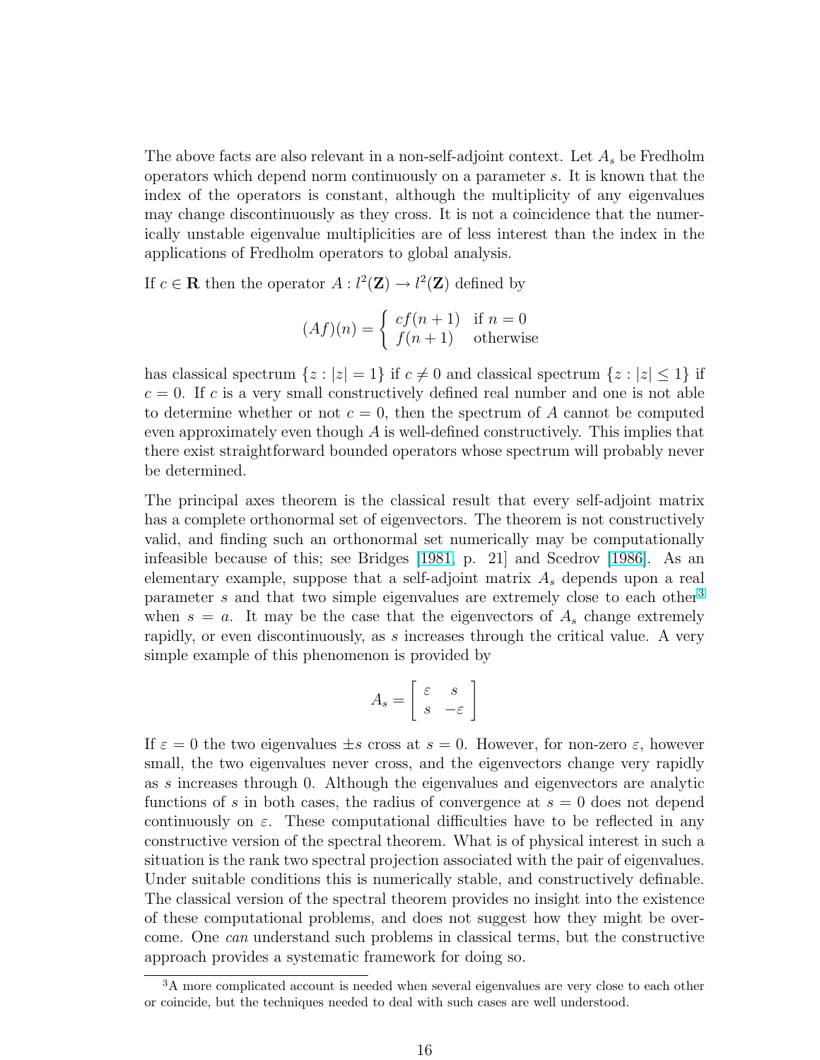The above facts are also relevant in a non-self-adjoint context. Let $A_s$ be Fredholm operators which depend norm continuously on a parameter $s$. It is known that the index of the operators is constant, although the multiplicity of any eigenvalues may change discontinuously as they cross. It is not a coincidence that the numerically unstable eigenvalue multiplicities are of less interest than the index in the applications of Fredholm operators to global analysis.

If $c \in \mathbf{R}$ then the operator $A : l^2(\mathbf{Z}) \to l^2(\mathbf{Z})$ defined by

$$(Af)(n) = \begin{cases} cf(n+1) & \text{if } n = 0 \\ f(n+1) & \text{otherwise} \end{cases}$$

has classical spectrum $\{z : |z| = 1\}$ if $c \neq 0$ and classical spectrum $\{z : |z| \leq 1\}$ if $c = 0$. If $c$ is a very small constructively defined real number and one is not able to determine whether or not $c = 0$, then the spectrum of $A$ cannot be computed even approximately even though $A$ is well-defined constructively. This implies that there exist straightforward bounded operators whose spectrum will probably never be determined.

The principal axes theorem is the classical result that every self-adjoint matrix has a complete orthonormal set of eigenvectors. The theorem is not constructively valid, and finding such an orthonormal set numerically may be computationally infeasible because of this; see Bridges [1981, p. 21] and Scedrov [1986]. As an elementary example, suppose that a self-adjoint matrix $A_s$ depends upon a real parameter $s$ and that two simple eigenvalues are extremely close to each other[3] when $s = a$. It may be the case that the eigenvectors of $A_s$ change extremely rapidly, or even discontinuously, as $s$ increases through the critical value. A very simple example of this phenomenon is provided by

$$A_s = \begin{bmatrix} \varepsilon & s \\ s & -\varepsilon \end{bmatrix}$$

If $\varepsilon = 0$ the two eigenvalues $\pm s$ cross at $s = 0$. However, for non-zero $\varepsilon$, however small, the two eigenvalues never cross, and the eigenvectors change very rapidly as $s$ increases through 0. Although the eigenvalues and eigenvectors are analytic functions of $s$ in both cases, the radius of convergence at $s = 0$ does not depend continuously on $\varepsilon$. These computational difficulties have to be reflected in any constructive version of the spectral theorem. What is of physical interest in such a situation is the rank two spectral projection associated with the pair of eigenvalues. Under suitable conditions this is numerically stable, and constructively definable. The classical version of the spectral theorem provides no insight into the existence of these computational problems, and does not suggest how they might be overcome. One *can* understand such problems in classical terms, but the constructive approach provides a systematic framework for doing so.

[3] A more complicated account is needed when several eigenvalues are very close to each other or coincide, but the techniques needed to deal with such cases are well understood.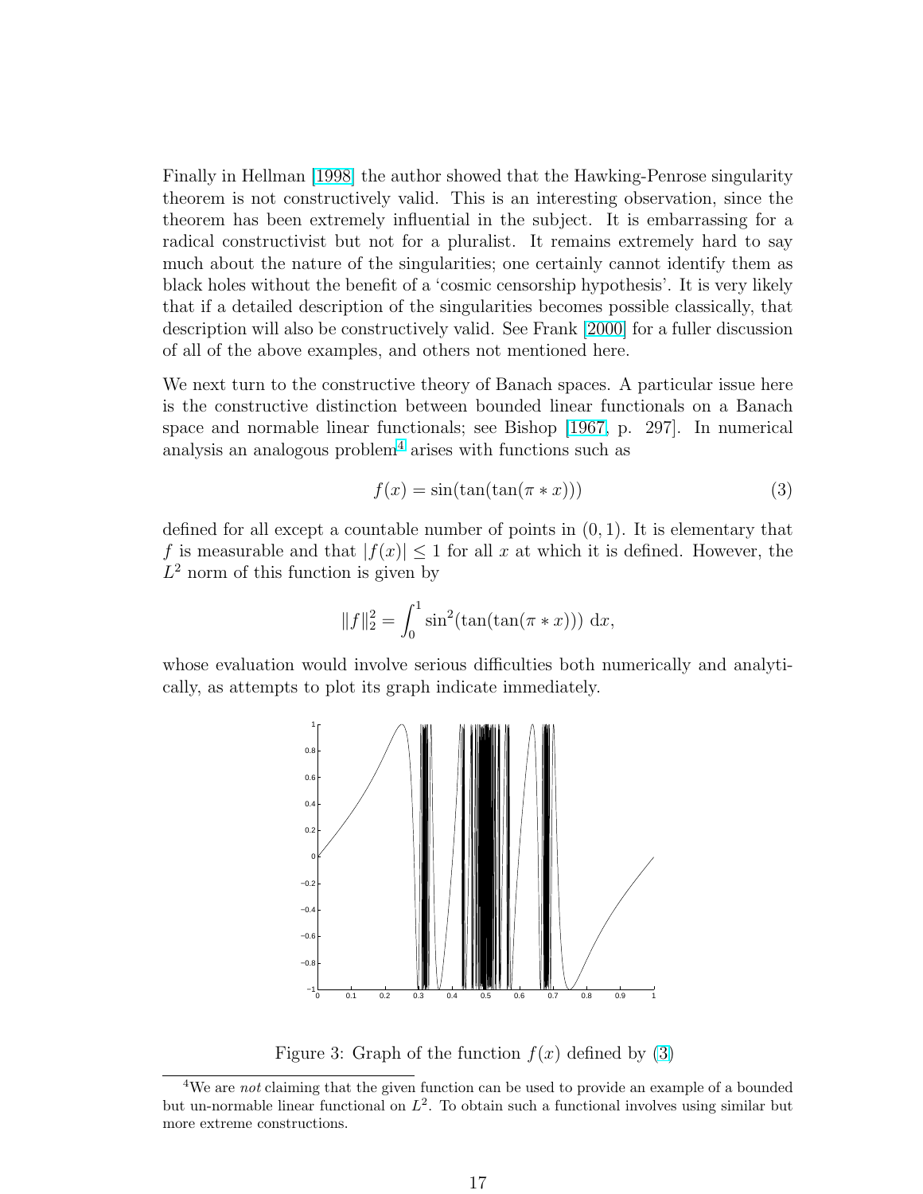Finally in Hellman [1998] the author showed that the Hawking-Penrose singularity theorem is not constructively valid. This is an interesting observation, since the theorem has been extremely influential in the subject. It is embarrassing for a radical constructivist but not for a pluralist. It remains extremely hard to say much about the nature of the singularities; one certainly cannot identify them as black holes without the benefit of a 'cosmic censorship hypothesis'. It is very likely that if a detailed description of the singularities becomes possible classically, that description will also be constructively valid. See Frank [2000] for a fuller discussion of all of the above examples, and others not mentioned here.

We next turn to the constructive theory of Banach spaces. A particular issue here is the constructive distinction between bounded linear functionals on a Banach space and normable linear functionals; see Bishop [1967, p. 297]. In numerical analysis an analogous problem[4] arises with functions such as

$$f(x) = \sin(\tan(\tan(\pi * x))) \tag{3}$$

defined for all except a countable number of points in $(0, 1)$. It is elementary that $f$ is measurable and that $|f(x)| \leq 1$ for all $x$ at which it is defined. However, the $L^2$ norm of this function is given by

$$\|f\|_2^2 = \int_0^1 \sin^2(\tan(\tan(\pi * x)))\ \mathrm{d}x,$$

whose evaluation would involve serious difficulties both numerically and analytically, as attempts to plot its graph indicate immediately.

Figure 3: Graph of the function $f(x)$ defined by (3)

[4] We are *not* claiming that the given function can be used to provide an example of a bounded but un-normable linear functional on $L^2$. To obtain such a functional involves using similar but more extreme constructions.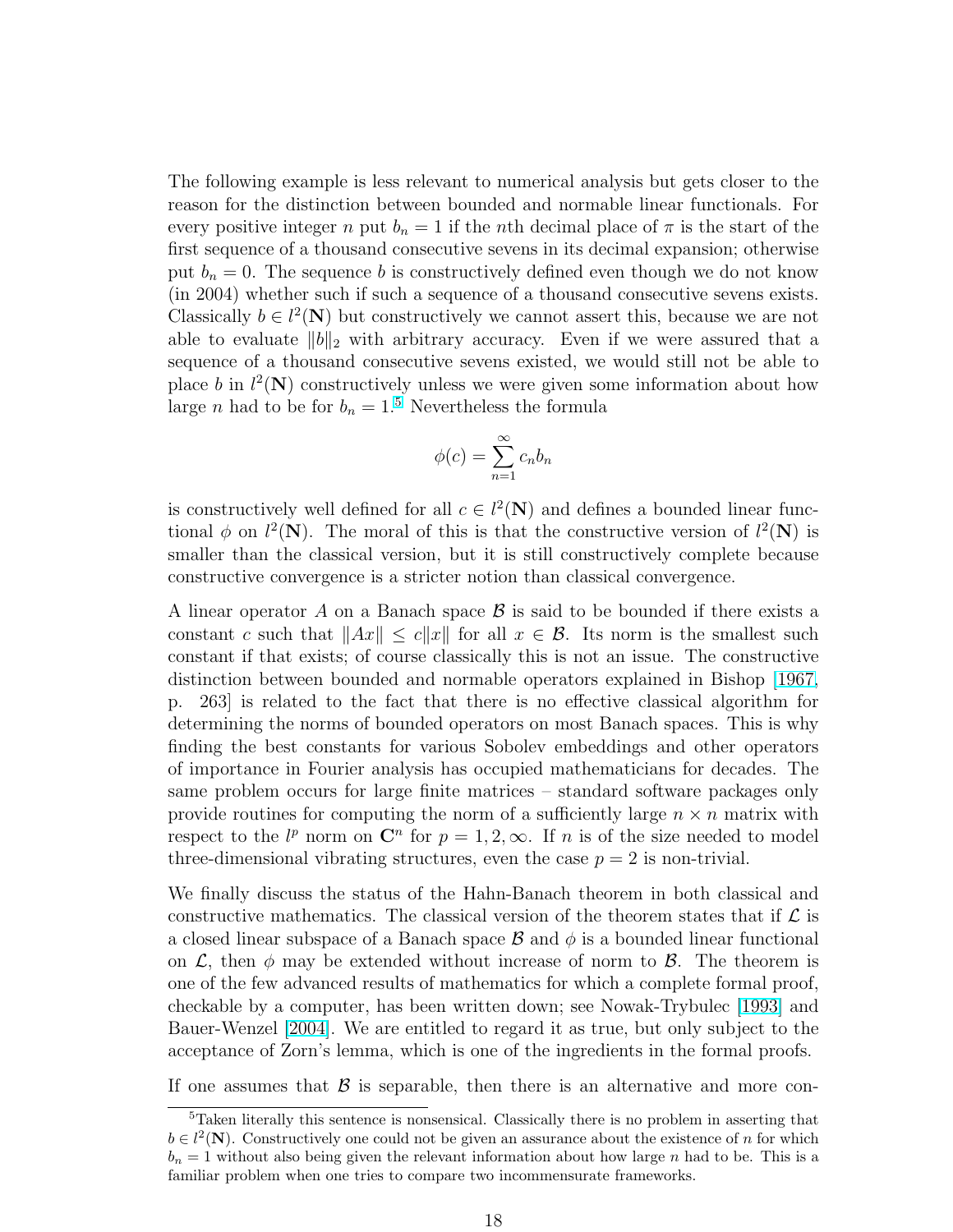The following example is less relevant to numerical analysis but gets closer to the reason for the distinction between bounded and normable linear functionals. For every positive integer $n$ put $b_n = 1$ if the $n$th decimal place of $\pi$ is the start of the first sequence of a thousand consecutive sevens in its decimal expansion; otherwise put $b_n = 0$. The sequence $b$ is constructively defined even though we do not know (in 2004) whether such if such a sequence of a thousand consecutive sevens exists. Classically $b \in l^2(\mathbf{N})$ but constructively we cannot assert this, because we are not able to evaluate $\|b\|_2$ with arbitrary accuracy. Even if we were assured that a sequence of a thousand consecutive sevens existed, we would still not be able to place $b$ in $l^2(\mathbf{N})$ constructively unless we were given some information about how large $n$ had to be for $b_n = 1$.[5] Nevertheless the formula

$$\phi(c) = \sum_{n=1}^{\infty} c_n b_n$$

is constructively well defined for all $c \in l^2(\mathbf{N})$ and defines a bounded linear functional $\phi$ on $l^2(\mathbf{N})$. The moral of this is that the constructive version of $l^2(\mathbf{N})$ is smaller than the classical version, but it is still constructively complete because constructive convergence is a stricter notion than classical convergence.

A linear operator $A$ on a Banach space $\mathcal{B}$ is said to be bounded if there exists a constant $c$ such that $\|Ax\| \leq c\|x\|$ for all $x \in \mathcal{B}$. Its norm is the smallest such constant if that exists; of course classically this is not an issue. The constructive distinction between bounded and normable operators explained in Bishop [1967, p. 263] is related to the fact that there is no effective classical algorithm for determining the norms of bounded operators on most Banach spaces. This is why finding the best constants for various Sobolev embeddings and other operators of importance in Fourier analysis has occupied mathematicians for decades. The same problem occurs for large finite matrices – standard software packages only provide routines for computing the norm of a sufficiently large $n \times n$ matrix with respect to the $l^p$ norm on $\mathbf{C}^n$ for $p = 1, 2, \infty$. If $n$ is of the size needed to model three-dimensional vibrating structures, even the case $p = 2$ is non-trivial.

We finally discuss the status of the Hahn-Banach theorem in both classical and constructive mathematics. The classical version of the theorem states that if $\mathcal{L}$ is a closed linear subspace of a Banach space $\mathcal{B}$ and $\phi$ is a bounded linear functional on $\mathcal{L}$, then $\phi$ may be extended without increase of norm to $\mathcal{B}$. The theorem is one of the few advanced results of mathematics for which a complete formal proof, checkable by a computer, has been written down; see Nowak-Trybulec [1993] and Bauer-Wenzel [2004]. We are entitled to regard it as true, but only subject to the acceptance of Zorn's lemma, which is one of the ingredients in the formal proofs.

If one assumes that $\mathcal{B}$ is separable, then there is an alternative and more con-

[5] Taken literally this sentence is nonsensical. Classically there is no problem in asserting that $b \in l^2(\mathbf{N})$. Constructively one could not be given an assurance about the existence of $n$ for which $b_n = 1$ without also being given the relevant information about how large $n$ had to be. This is a familiar problem when one tries to compare two incommensurate frameworks.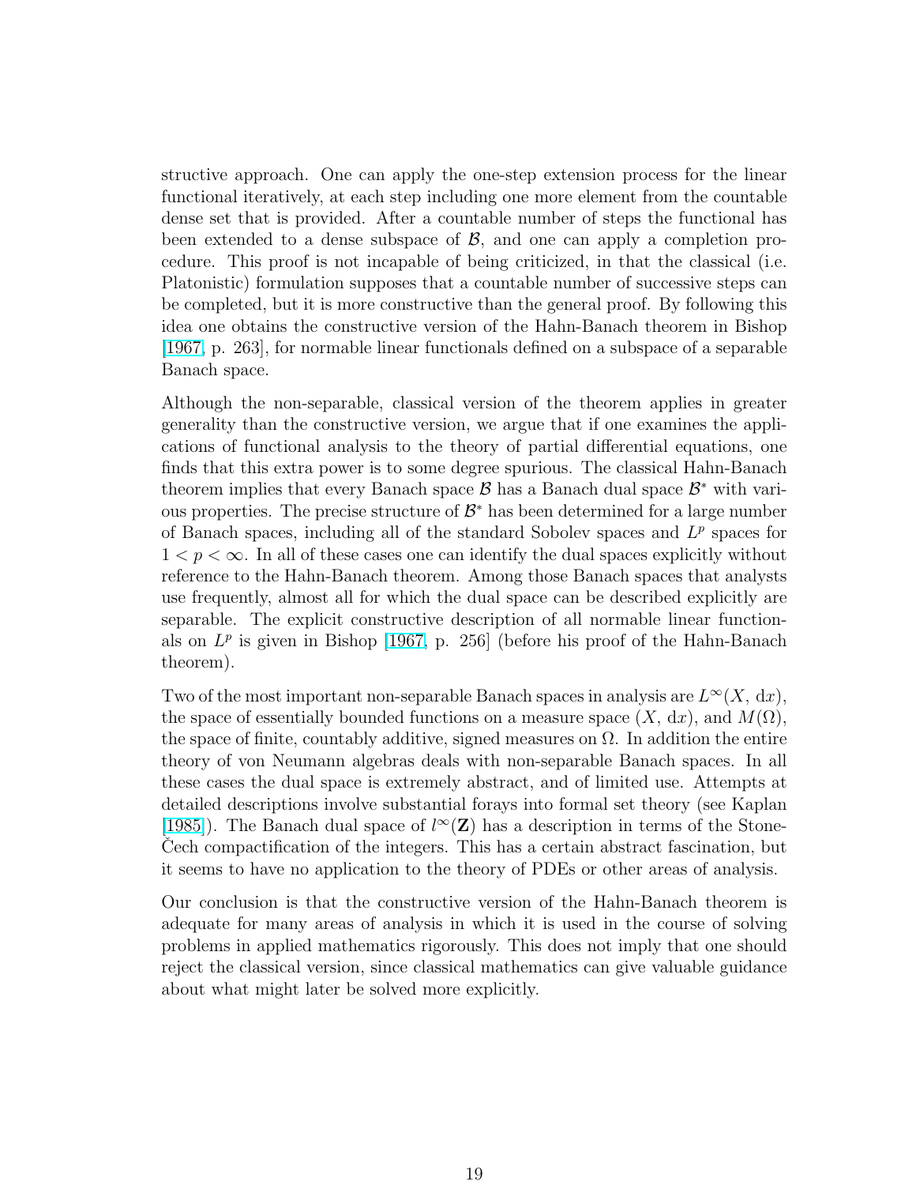structive approach. One can apply the one-step extension process for the linear functional iteratively, at each step including one more element from the countable dense set that is provided. After a countable number of steps the functional has been extended to a dense subspace of $\mathcal{B}$, and one can apply a completion procedure. This proof is not incapable of being criticized, in that the classical (i.e. Platonistic) formulation supposes that a countable number of successive steps can be completed, but it is more constructive than the general proof. By following this idea one obtains the constructive version of the Hahn-Banach theorem in Bishop [1967, p. 263], for normable linear functionals defined on a subspace of a separable Banach space.

Although the non-separable, classical version of the theorem applies in greater generality than the constructive version, we argue that if one examines the applications of functional analysis to the theory of partial differential equations, one finds that this extra power is to some degree spurious. The classical Hahn-Banach theorem implies that every Banach space $\mathcal{B}$ has a Banach dual space $\mathcal{B}^*$ with various properties. The precise structure of $\mathcal{B}^*$ has been determined for a large number of Banach spaces, including all of the standard Sobolev spaces and $L^p$ spaces for $1 < p < \infty$. In all of these cases one can identify the dual spaces explicitly without reference to the Hahn-Banach theorem. Among those Banach spaces that analysts use frequently, almost all for which the dual space can be described explicitly are separable. The explicit constructive description of all normable linear functionals on $L^p$ is given in Bishop [1967, p. 256] (before his proof of the Hahn-Banach theorem).

Two of the most important non-separable Banach spaces in analysis are $L^\infty(X, \mathrm{d}x)$, the space of essentially bounded functions on a measure space $(X, \mathrm{d}x)$, and $M(\Omega)$, the space of finite, countably additive, signed measures on $\Omega$. In addition the entire theory of von Neumann algebras deals with non-separable Banach spaces. In all these cases the dual space is extremely abstract, and of limited use. Attempts at detailed descriptions involve substantial forays into formal set theory (see Kaplan [1985]). The Banach dual space of $l^\infty(\mathbf{Z})$ has a description in terms of the Stone-Čech compactification of the integers. This has a certain abstract fascination, but it seems to have no application to the theory of PDEs or other areas of analysis.

Our conclusion is that the constructive version of the Hahn-Banach theorem is adequate for many areas of analysis in which it is used in the course of solving problems in applied mathematics rigorously. This does not imply that one should reject the classical version, since classical mathematics can give valuable guidance about what might later be solved more explicitly.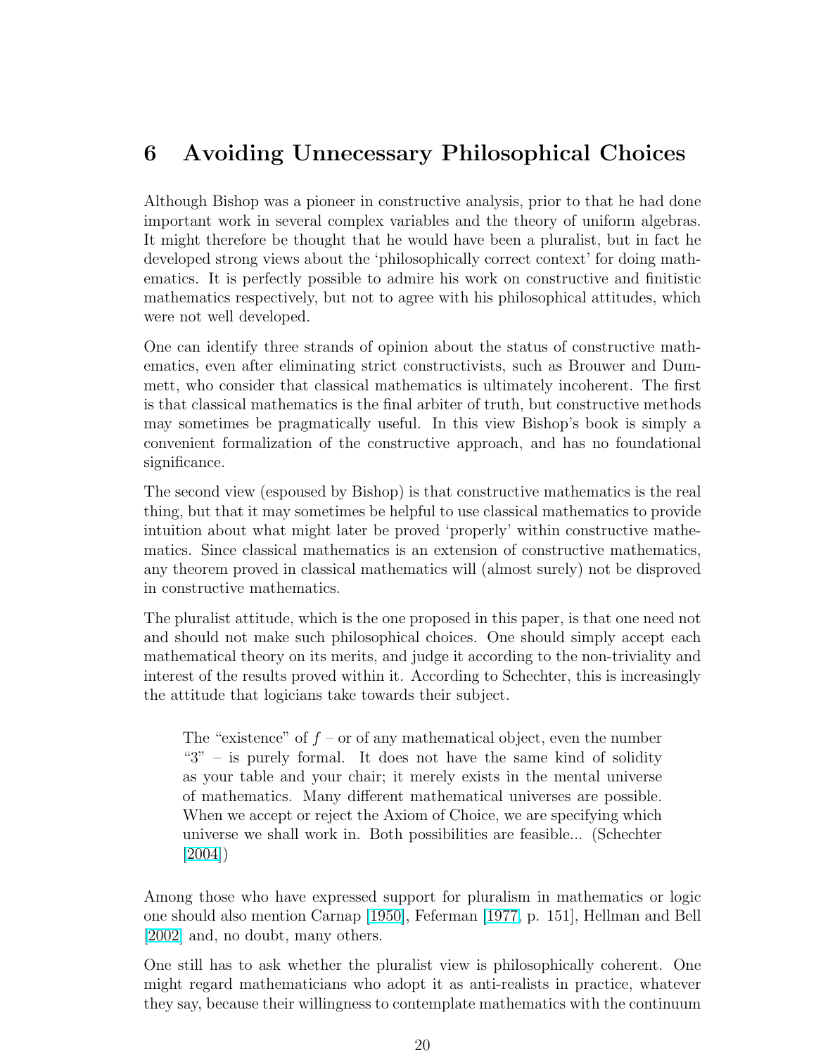## 6 Avoiding Unnecessary Philosophical Choices

Although Bishop was a pioneer in constructive analysis, prior to that he had done important work in several complex variables and the theory of uniform algebras. It might therefore be thought that he would have been a pluralist, but in fact he developed strong views about the 'philosophically correct context' for doing mathematics. It is perfectly possible to admire his work on constructive and finitistic mathematics respectively, but not to agree with his philosophical attitudes, which were not well developed.

One can identify three strands of opinion about the status of constructive mathematics, even after eliminating strict constructivists, such as Brouwer and Dummett, who consider that classical mathematics is ultimately incoherent. The first is that classical mathematics is the final arbiter of truth, but constructive methods may sometimes be pragmatically useful. In this view Bishop's book is simply a convenient formalization of the constructive approach, and has no foundational significance.

The second view (espoused by Bishop) is that constructive mathematics is the real thing, but that it may sometimes be helpful to use classical mathematics to provide intuition about what might later be proved 'properly' within constructive mathematics. Since classical mathematics is an extension of constructive mathematics, any theorem proved in classical mathematics will (almost surely) not be disproved in constructive mathematics.

The pluralist attitude, which is the one proposed in this paper, is that one need not and should not make such philosophical choices. One should simply accept each mathematical theory on its merits, and judge it according to the non-triviality and interest of the results proved within it. According to Schechter, this is increasingly the attitude that logicians take towards their subject.

> The "existence" of $f$ – or of any mathematical object, even the number "3" – is purely formal. It does not have the same kind of solidity as your table and your chair; it merely exists in the mental universe of mathematics. Many different mathematical universes are possible. When we accept or reject the Axiom of Choice, we are specifying which universe we shall work in. Both possibilities are feasible... (Schechter [2004])

Among those who have expressed support for pluralism in mathematics or logic one should also mention Carnap [1950], Feferman [1977, p. 151], Hellman and Bell [2002] and, no doubt, many others.

One still has to ask whether the pluralist view is philosophically coherent. One might regard mathematicians who adopt it as anti-realists in practice, whatever they say, because their willingness to contemplate mathematics with the continuum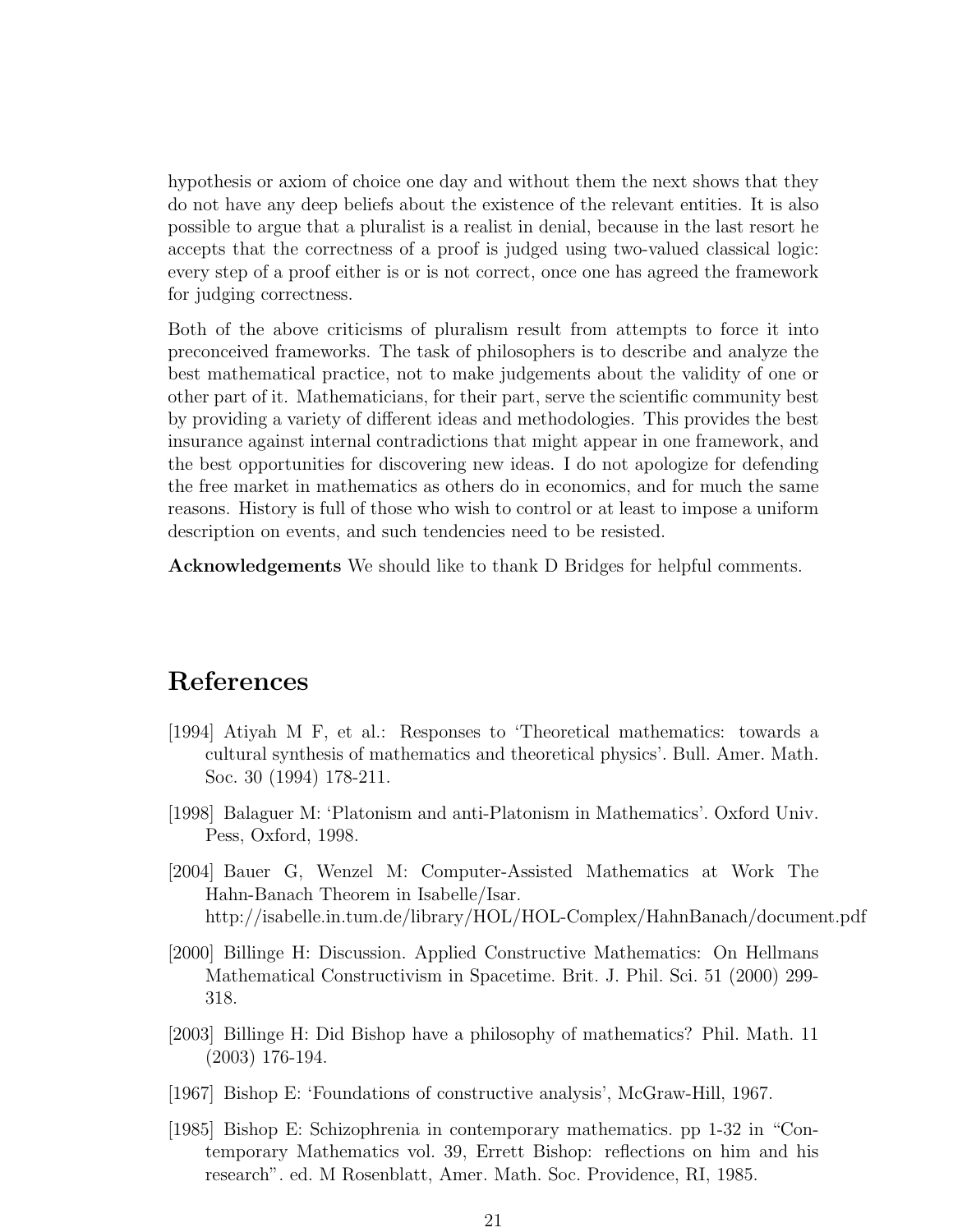hypothesis or axiom of choice one day and without them the next shows that they do not have any deep beliefs about the existence of the relevant entities. It is also possible to argue that a pluralist is a realist in denial, because in the last resort he accepts that the correctness of a proof is judged using two-valued classical logic: every step of a proof either is or is not correct, once one has agreed the framework for judging correctness.

Both of the above criticisms of pluralism result from attempts to force it into preconceived frameworks. The task of philosophers is to describe and analyze the best mathematical practice, not to make judgements about the validity of one or other part of it. Mathematicians, for their part, serve the scientific community best by providing a variety of different ideas and methodologies. This provides the best insurance against internal contradictions that might appear in one framework, and the best opportunities for discovering new ideas. I do not apologize for defending the free market in mathematics as others do in economics, and for much the same reasons. History is full of those who wish to control or at least to impose a uniform description on events, and such tendencies need to be resisted.

**Acknowledgements** We should like to thank D Bridges for helpful comments.

## References

[1994] Atiyah M F, et al.: Responses to 'Theoretical mathematics: towards a cultural synthesis of mathematics and theoretical physics'. Bull. Amer. Math. Soc. 30 (1994) 178-211.

[1998] Balaguer M: 'Platonism and anti-Platonism in Mathematics'. Oxford Univ. Pess, Oxford, 1998.

[2004] Bauer G, Wenzel M: Computer-Assisted Mathematics at Work The Hahn-Banach Theorem in Isabelle/Isar. http://isabelle.in.tum.de/library/HOL/HOL-Complex/HahnBanach/document.pdf

[2000] Billinge H: Discussion. Applied Constructive Mathematics: On Hellmans Mathematical Constructivism in Spacetime. Brit. J. Phil. Sci. 51 (2000) 299-318.

[2003] Billinge H: Did Bishop have a philosophy of mathematics? Phil. Math. 11 (2003) 176-194.

[1967] Bishop E: 'Foundations of constructive analysis', McGraw-Hill, 1967.

[1985] Bishop E: Schizophrenia in contemporary mathematics. pp 1-32 in "Contemporary Mathematics vol. 39, Errett Bishop: reflections on him and his research". ed. M Rosenblatt, Amer. Math. Soc. Providence, RI, 1985.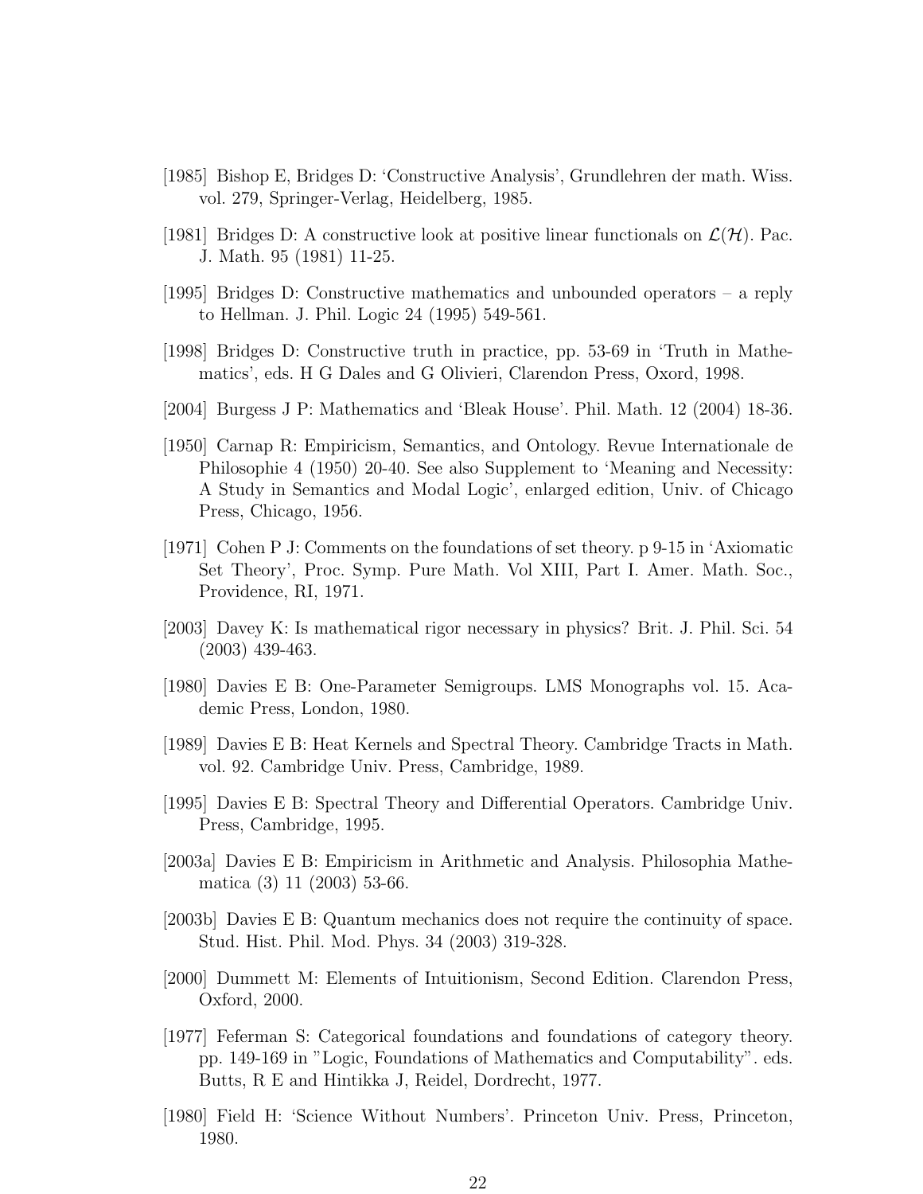[1985] Bishop E, Bridges D: 'Constructive Analysis', Grundlehren der math. Wiss. vol. 279, Springer-Verlag, Heidelberg, 1985.

[1981] Bridges D: A constructive look at positive linear functionals on $\mathcal{L}(\mathcal{H})$. Pac. J. Math. 95 (1981) 11-25.

[1995] Bridges D: Constructive mathematics and unbounded operators – a reply to Hellman. J. Phil. Logic 24 (1995) 549-561.

[1998] Bridges D: Constructive truth in practice, pp. 53-69 in 'Truth in Mathematics', eds. H G Dales and G Olivieri, Clarendon Press, Oxord, 1998.

[2004] Burgess J P: Mathematics and 'Bleak House'. Phil. Math. 12 (2004) 18-36.

[1950] Carnap R: Empiricism, Semantics, and Ontology. Revue Internationale de Philosophie 4 (1950) 20-40. See also Supplement to 'Meaning and Necessity: A Study in Semantics and Modal Logic', enlarged edition, Univ. of Chicago Press, Chicago, 1956.

[1971] Cohen P J: Comments on the foundations of set theory. p 9-15 in 'Axiomatic Set Theory', Proc. Symp. Pure Math. Vol XIII, Part I. Amer. Math. Soc., Providence, RI, 1971.

[2003] Davey K: Is mathematical rigor necessary in physics? Brit. J. Phil. Sci. 54 (2003) 439-463.

[1980] Davies E B: One-Parameter Semigroups. LMS Monographs vol. 15. Academic Press, London, 1980.

[1989] Davies E B: Heat Kernels and Spectral Theory. Cambridge Tracts in Math. vol. 92. Cambridge Univ. Press, Cambridge, 1989.

[1995] Davies E B: Spectral Theory and Differential Operators. Cambridge Univ. Press, Cambridge, 1995.

[2003a] Davies E B: Empiricism in Arithmetic and Analysis. Philosophia Mathematica (3) 11 (2003) 53-66.

[2003b] Davies E B: Quantum mechanics does not require the continuity of space. Stud. Hist. Phil. Mod. Phys. 34 (2003) 319-328.

[2000] Dummett M: Elements of Intuitionism, Second Edition. Clarendon Press, Oxford, 2000.

[1977] Feferman S: Categorical foundations and foundations of category theory. pp. 149-169 in "Logic, Foundations of Mathematics and Computability". eds. Butts, R E and Hintikka J, Reidel, Dordrecht, 1977.

[1980] Field H: 'Science Without Numbers'. Princeton Univ. Press, Princeton, 1980.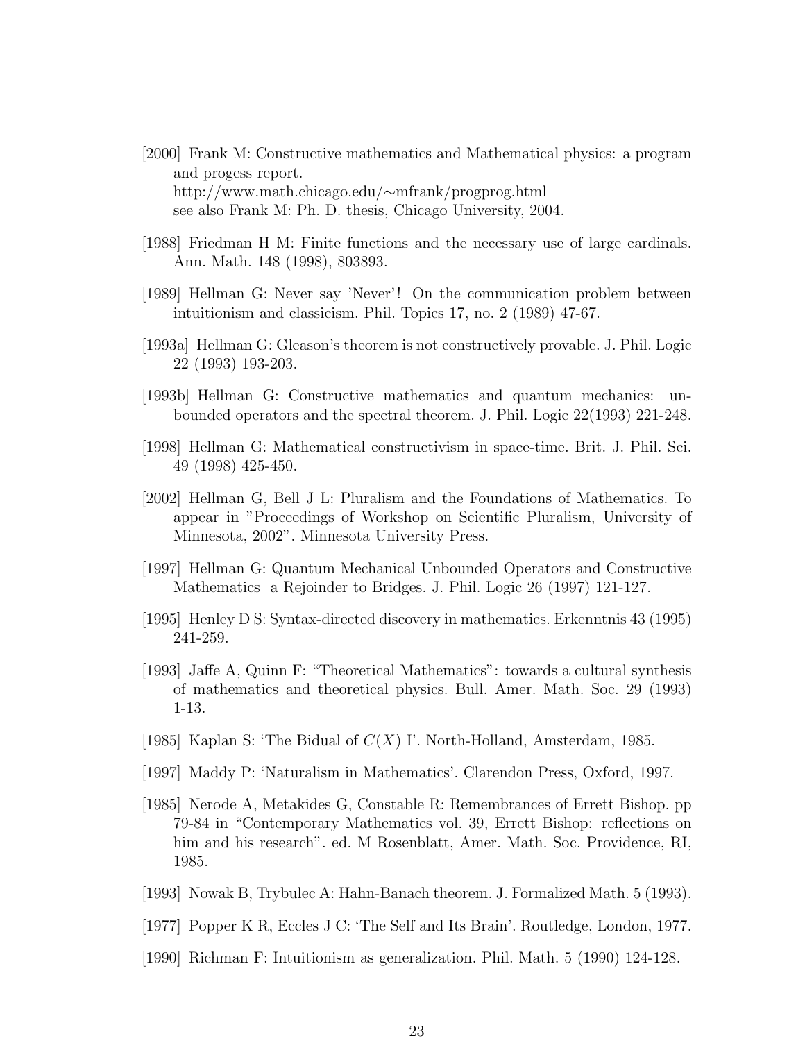[2000] Frank M: Constructive mathematics and Mathematical physics: a program and progess report.
http://www.math.chicago.edu/∼mfrank/progprog.html
see also Frank M: Ph. D. thesis, Chicago University, 2004.

[1988] Friedman H M: Finite functions and the necessary use of large cardinals. Ann. Math. 148 (1998), 803893.

[1989] Hellman G: Never say 'Never'! On the communication problem between intuitionism and classicism. Phil. Topics 17, no. 2 (1989) 47-67.

[1993a] Hellman G: Gleason's theorem is not constructively provable. J. Phil. Logic 22 (1993) 193-203.

[1993b] Hellman G: Constructive mathematics and quantum mechanics: unbounded operators and the spectral theorem. J. Phil. Logic 22(1993) 221-248.

[1998] Hellman G: Mathematical constructivism in space-time. Brit. J. Phil. Sci. 49 (1998) 425-450.

[2002] Hellman G, Bell J L: Pluralism and the Foundations of Mathematics. To appear in "Proceedings of Workshop on Scientific Pluralism, University of Minnesota, 2002". Minnesota University Press.

[1997] Hellman G: Quantum Mechanical Unbounded Operators and Constructive Mathematics a Rejoinder to Bridges. J. Phil. Logic 26 (1997) 121-127.

[1995] Henley D S: Syntax-directed discovery in mathematics. Erkenntnis 43 (1995) 241-259.

[1993] Jaffe A, Quinn F: "Theoretical Mathematics": towards a cultural synthesis of mathematics and theoretical physics. Bull. Amer. Math. Soc. 29 (1993) 1-13.

[1985] Kaplan S: 'The Bidual of $C(X)$ I'. North-Holland, Amsterdam, 1985.

[1997] Maddy P: 'Naturalism in Mathematics'. Clarendon Press, Oxford, 1997.

[1985] Nerode A, Metakides G, Constable R: Remembrances of Errett Bishop. pp 79-84 in "Contemporary Mathematics vol. 39, Errett Bishop: reflections on him and his research". ed. M Rosenblatt, Amer. Math. Soc. Providence, RI, 1985.

[1993] Nowak B, Trybulec A: Hahn-Banach theorem. J. Formalized Math. 5 (1993).

[1977] Popper K R, Eccles J C: 'The Self and Its Brain'. Routledge, London, 1977.

[1990] Richman F: Intuitionism as generalization. Phil. Math. 5 (1990) 124-128.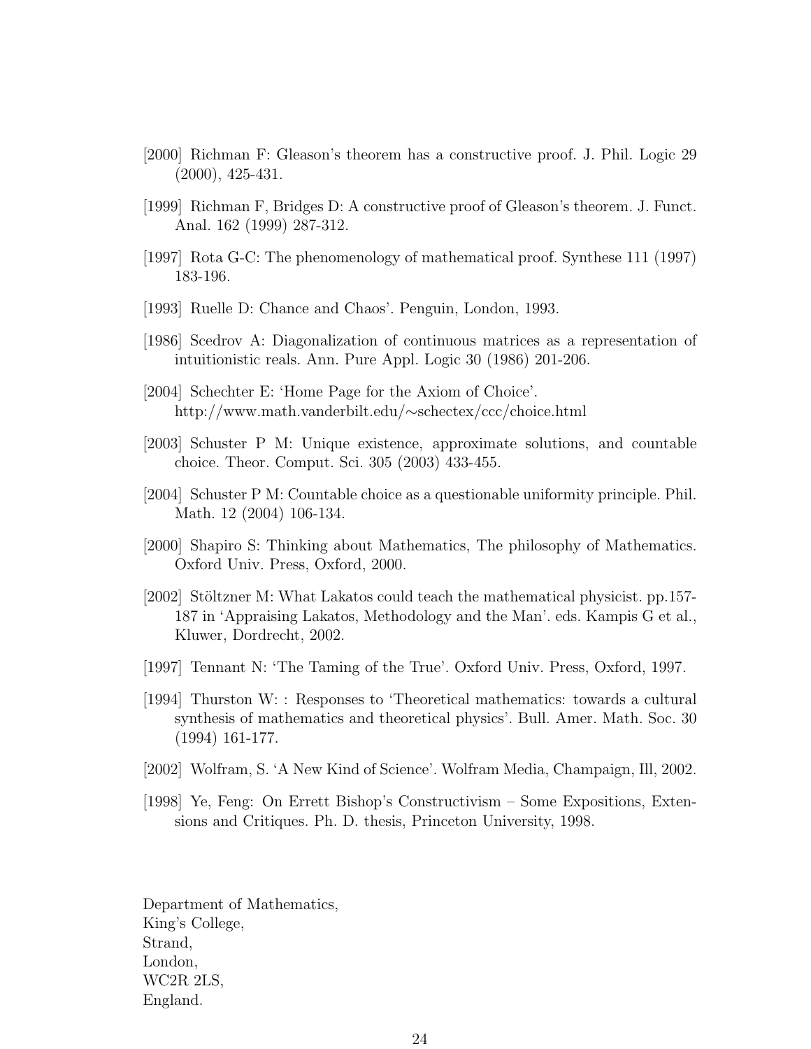[2000] Richman F: Gleason's theorem has a constructive proof. J. Phil. Logic 29 (2000), 425-431.

[1999] Richman F, Bridges D: A constructive proof of Gleason's theorem. J. Funct. Anal. 162 (1999) 287-312.

[1997] Rota G-C: The phenomenology of mathematical proof. Synthese 111 (1997) 183-196.

[1993] Ruelle D: Chance and Chaos'. Penguin, London, 1993.

[1986] Scedrov A: Diagonalization of continuous matrices as a representation of intuitionistic reals. Ann. Pure Appl. Logic 30 (1986) 201-206.

[2004] Schechter E: 'Home Page for the Axiom of Choice'. http://www.math.vanderbilt.edu/∼schectex/ccc/choice.html

[2003] Schuster P M: Unique existence, approximate solutions, and countable choice. Theor. Comput. Sci. 305 (2003) 433-455.

[2004] Schuster P M: Countable choice as a questionable uniformity principle. Phil. Math. 12 (2004) 106-134.

[2000] Shapiro S: Thinking about Mathematics, The philosophy of Mathematics. Oxford Univ. Press, Oxford, 2000.

[2002] Stöltzner M: What Lakatos could teach the mathematical physicist. pp.157-187 in 'Appraising Lakatos, Methodology and the Man'. eds. Kampis G et al., Kluwer, Dordrecht, 2002.

[1997] Tennant N: 'The Taming of the True'. Oxford Univ. Press, Oxford, 1997.

[1994] Thurston W: : Responses to 'Theoretical mathematics: towards a cultural synthesis of mathematics and theoretical physics'. Bull. Amer. Math. Soc. 30 (1994) 161-177.

[2002] Wolfram, S. 'A New Kind of Science'. Wolfram Media, Champaign, Ill, 2002.

[1998] Ye, Feng: On Errett Bishop's Constructivism – Some Expositions, Extensions and Critiques. Ph. D. thesis, Princeton University, 1998.

Department of Mathematics,
King's College,
Strand,
London,
WC2R 2LS,
England.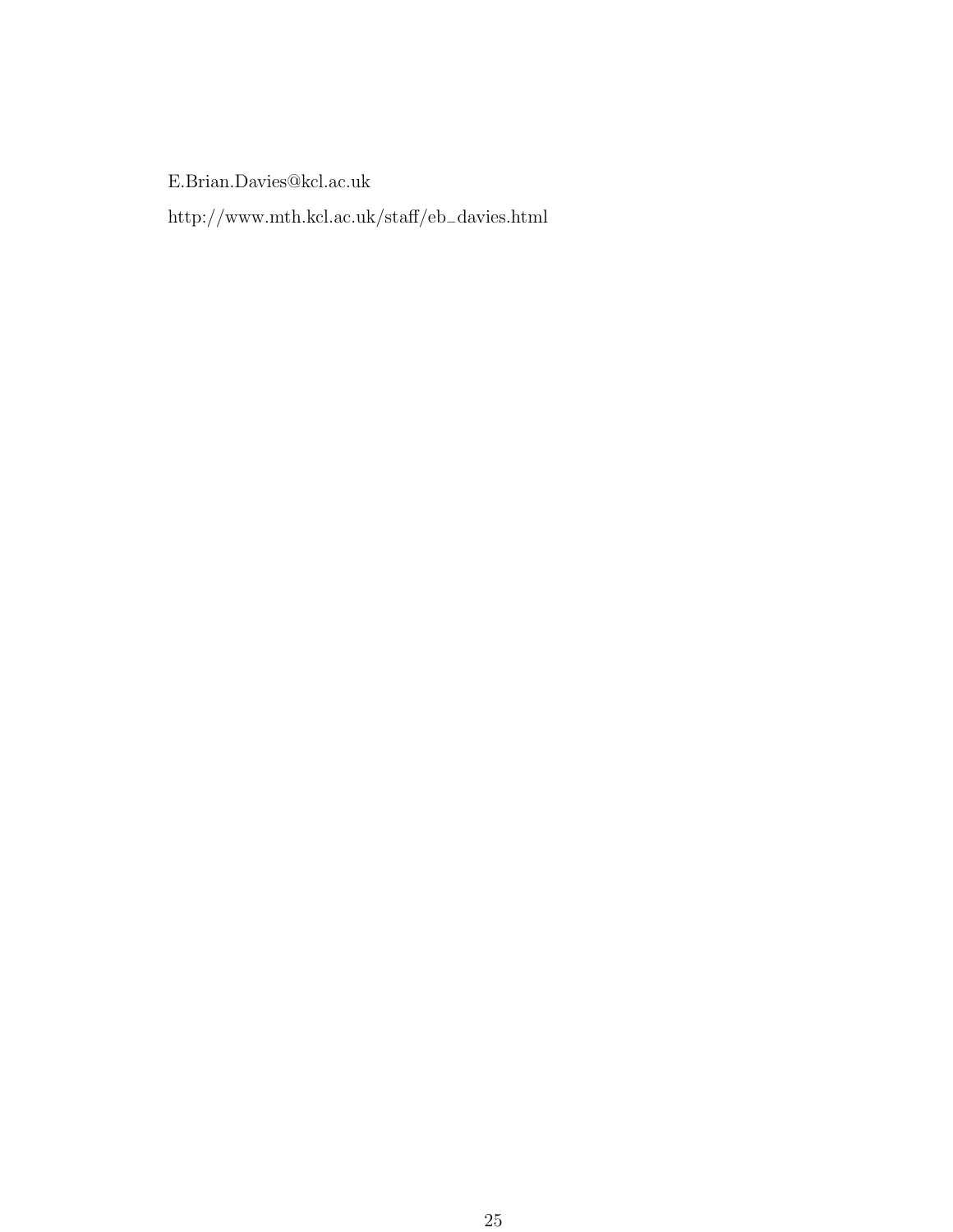E.Brian.Davies@kcl.ac.uk

http://www.mth.kcl.ac.uk/staff/eb_davies.html